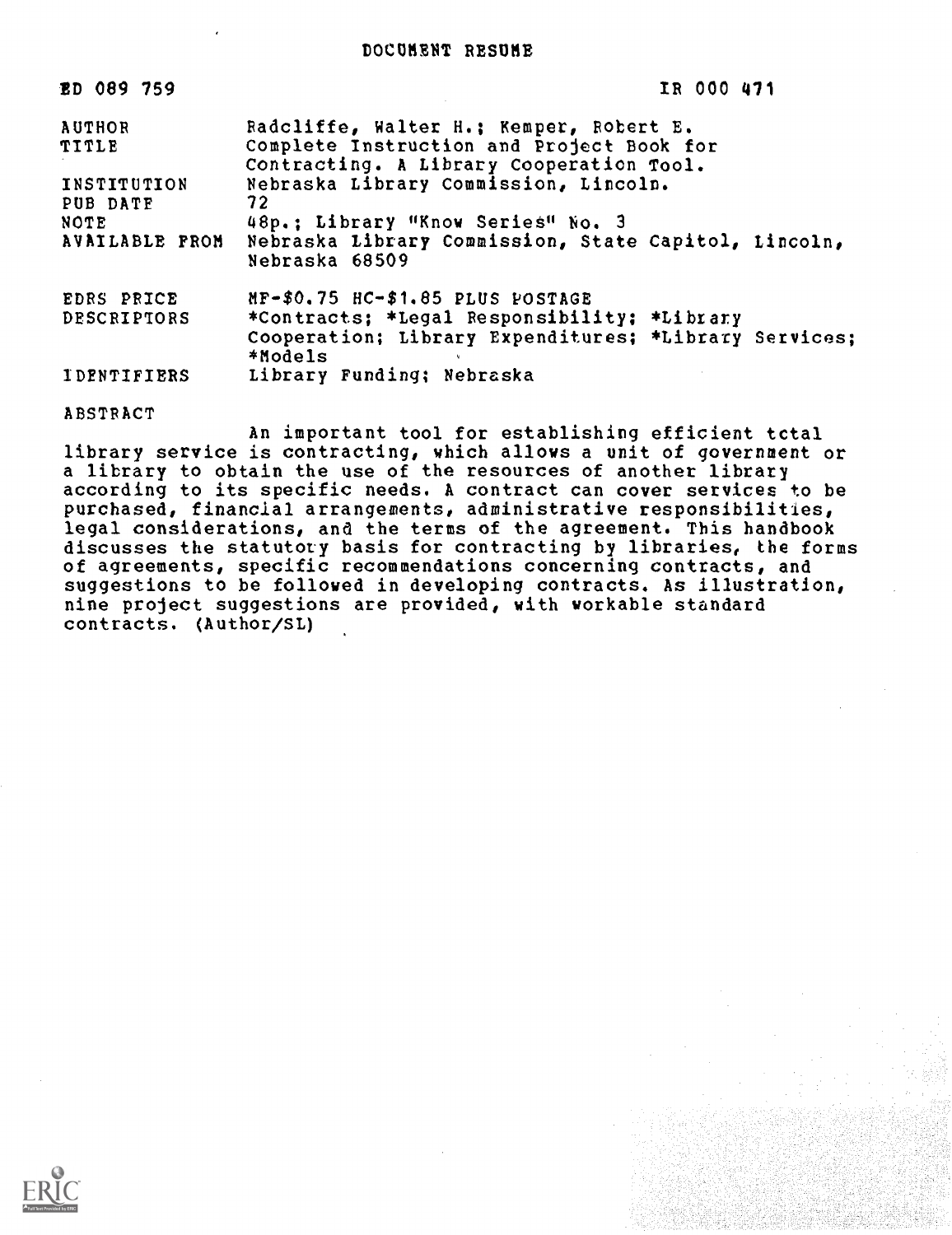DOCUMENT RESUME

| ED 089 759 | IR 000 471 |
|---|---|
| AUTHOR | Radcliffe, Walter H.; Kemper, Robert E. |
| TITLE | Complete Instruction and Project Book for Contracting. A Library Cooperation Tool. |
| INSTITUTION | Nebraska Library Commission, Lincoln. |
| PUB DATE | 72 |
| NOTE | 48p.; Library "Know Series" No. 3 |
| AVAILABLE FROM | Nebraska Library Commission, State Capitol, Lincoln, Nebraska 68509 |
| EDRS PRICE | MF-$0.75 HC-$1.85 PLUS POSTAGE |
| DESCRIPTORS | *Contracts; *Legal Responsibility; *Library Cooperation; Library Expenditures; *Library Services; *Models |
| IDENTIFIERS | Library Funding; Nebraska |

ABSTRACT

An important tool for establishing efficient total library service is contracting, which allows a unit of government or a library to obtain the use of the resources of another library according to its specific needs. A contract can cover services to be purchased, financial arrangements, administrative responsibilities, legal considerations, and the terms of the agreement. This handbook discusses the statutory basis for contracting by libraries, the forms of agreements, specific recommendations concerning contracts, and suggestions to be followed in developing contracts. As illustration, nine project suggestions are provided, with workable standard contracts. (Author/SL)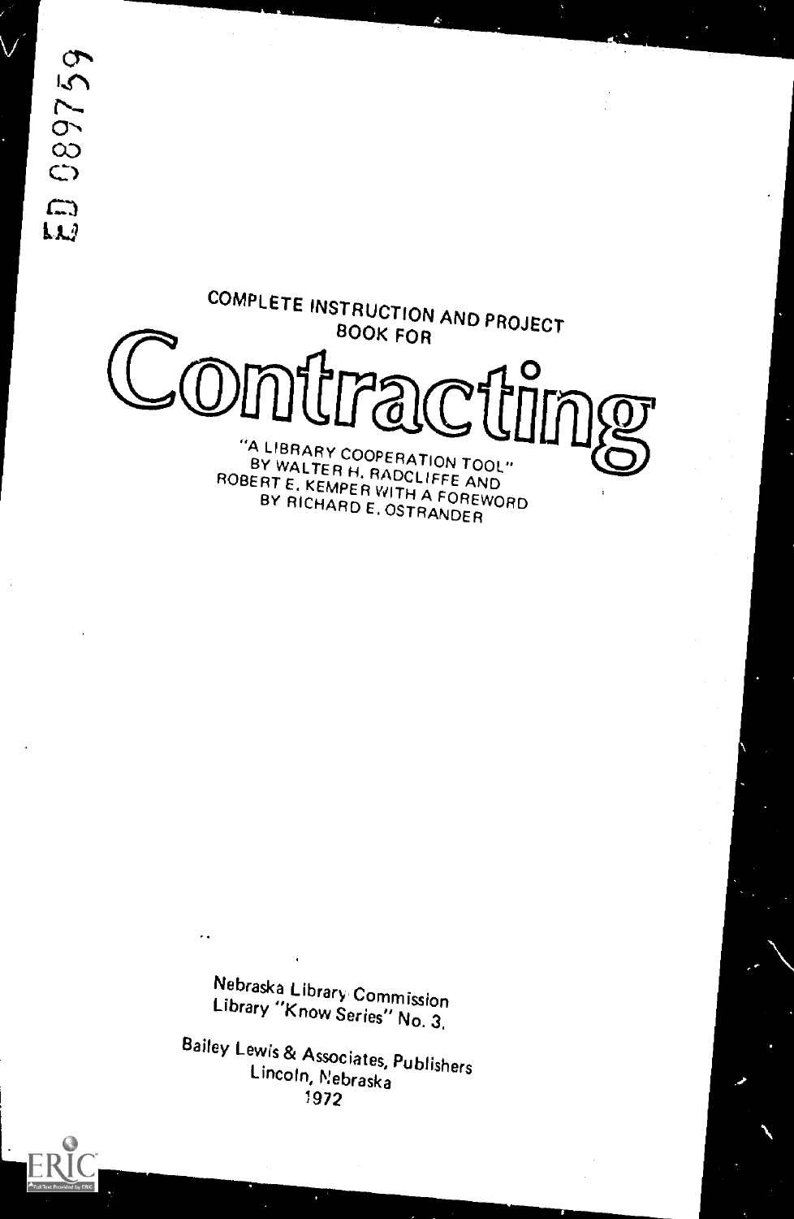ED 089759

COMPLETE INSTRUCTION AND PROJECT BOOK FOR

# Contracting

"A LIBRARY COOPERATION TOOL"
BY WALTER H. RADCLIFFE AND
ROBERT E. KEMPER WITH A FOREWORD
BY RICHARD E. OSTRANDER

Nebraska Library Commission
Library "Know Series" No. 3.

Bailey Lewis & Associates, Publishers
Lincoln, Nebraska
1972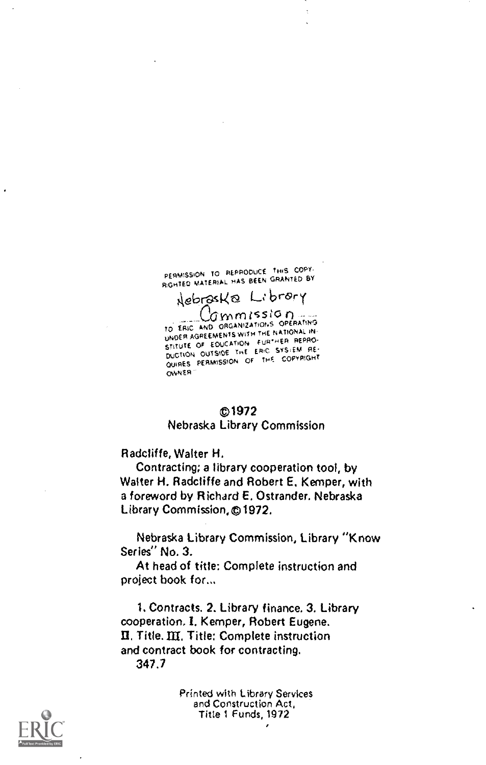PERMISSION TO REPRODUCE THIS COPYRIGHTED MATERIAL HAS BEEN GRANTED BY

Nebraska Library Commission

TO ERIC AND ORGANIZATIONS OPERATING UNDER AGREEMENTS WITH THE NATIONAL INSTITUTE OF EDUCATION. FURTHER REPRODUCTION OUTSIDE THE ERIC SYSTEM REQUIRES PERMISSION OF THE COPYRIGHT OWNER

©1972
Nebraska Library Commission

Radcliffe, Walter H.

Contracting; a library cooperation tool, by Walter H. Radcliffe and Robert E. Kemper, with a foreword by Richard E. Ostrander. Nebraska Library Commission, ©1972.

Nebraska Library Commission, Library "Know Series" No. 3.

At head of title: Complete instruction and project book for...

1. Contracts. 2. Library finance. 3. Library cooperation. I. Kemper, Robert Eugene. II. Title. III. Title: Complete instruction and contract book for contracting.
347.7

Printed with Library Services and Construction Act, Title 1 Funds, 1972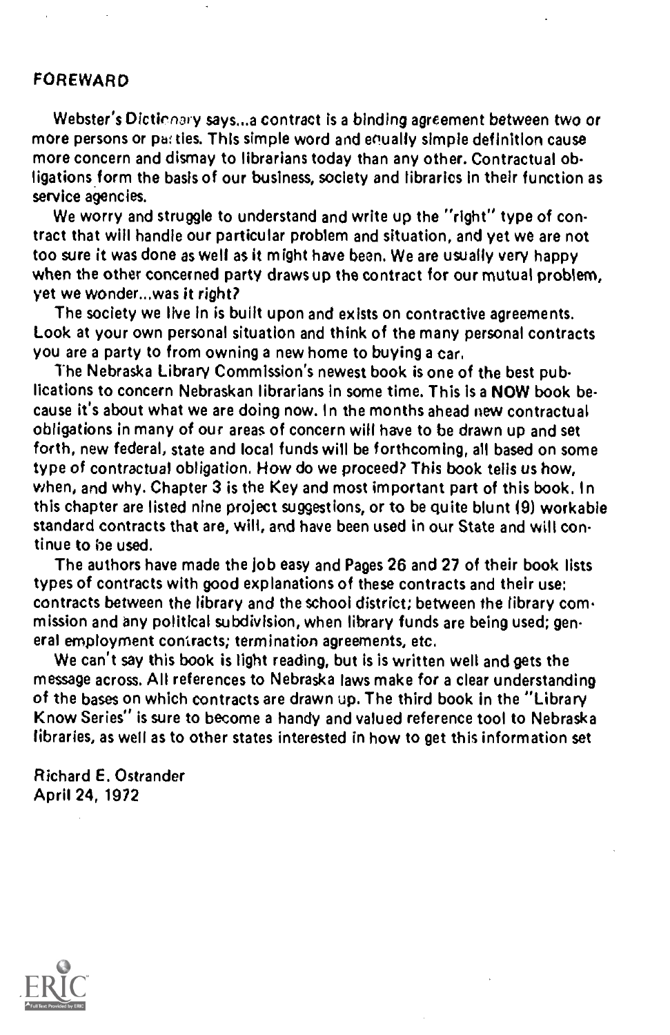## FOREWARD

Webster's Dictionary says...a contract is a binding agreement between two or more persons or parties. This simple word and equally simple definition cause more concern and dismay to librarians today than any other. Contractual obligations form the basis of our business, society and libraries in their function as service agencies.

We worry and struggle to understand and write up the "right" type of contract that will handle our particular problem and situation, and yet we are not too sure it was done as well as it might have been. We are usually very happy when the other concerned party draws up the contract for our mutual problem, yet we wonder...was it right?

The society we live in is built upon and exists on contractive agreements. Look at your own personal situation and think of the many personal contracts you are a party to from owning a new home to buying a car.

The Nebraska Library Commission's newest book is one of the best publications to concern Nebraskan librarians in some time. This is a **NOW** book because it's about what we are doing now. In the months ahead new contractual obligations in many of our areas of concern will have to be drawn up and set forth, new federal, state and local funds will be forthcoming, all based on some type of contractual obligation. How do we proceed? This book tells us how, when, and why. Chapter 3 is the Key and most important part of this book. In this chapter are listed nine project suggestions, or to be quite blunt (9) workable standard contracts that are, will, and have been used in our State and will continue to be used.

The authors have made the job easy and Pages 26 and 27 of their book lists types of contracts with good explanations of these contracts and their use: contracts between the library and the school district; between the library commission and any political subdivision, when library funds are being used; general employment contracts; termination agreements, etc.

We can't say this book is light reading, but is is written well and gets the message across. All references to Nebraska laws make for a clear understanding of the bases on which contracts are drawn up. The third book in the "Library Know Series" is sure to become a handy and valued reference tool to Nebraska libraries, as well as to other states interested in how to get this information set

Richard E. Ostrander
April 24, 1972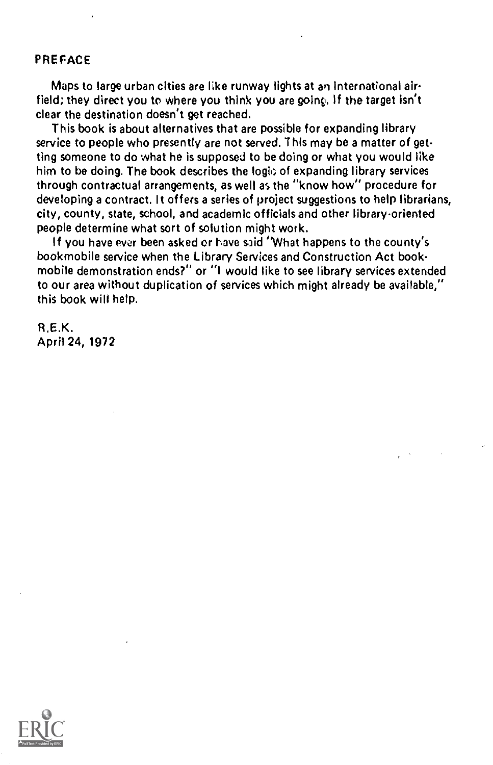## PREFACE

Maps to large urban cities are like runway lights at an international airfield; they direct you to where you think you are going. If the target isn't clear the destination doesn't get reached.

This book is about alternatives that are possible for expanding library service to people who presently are not served. This may be a matter of getting someone to do what he is supposed to be doing or what you would like him to be doing. The book describes the logic of expanding library services through contractual arrangements, as well as the "know how" procedure for developing a contract. It offers a series of project suggestions to help librarians, city, county, state, school, and academic officials and other library-oriented people determine what sort of solution might work.

If you have ever been asked or have said "What happens to the county's bookmobile service when the Library Services and Construction Act bookmobile demonstration ends?" or "I would like to see library services extended to our area without duplication of services which might already be available," this book will help.

R.E.K.
April 24, 1972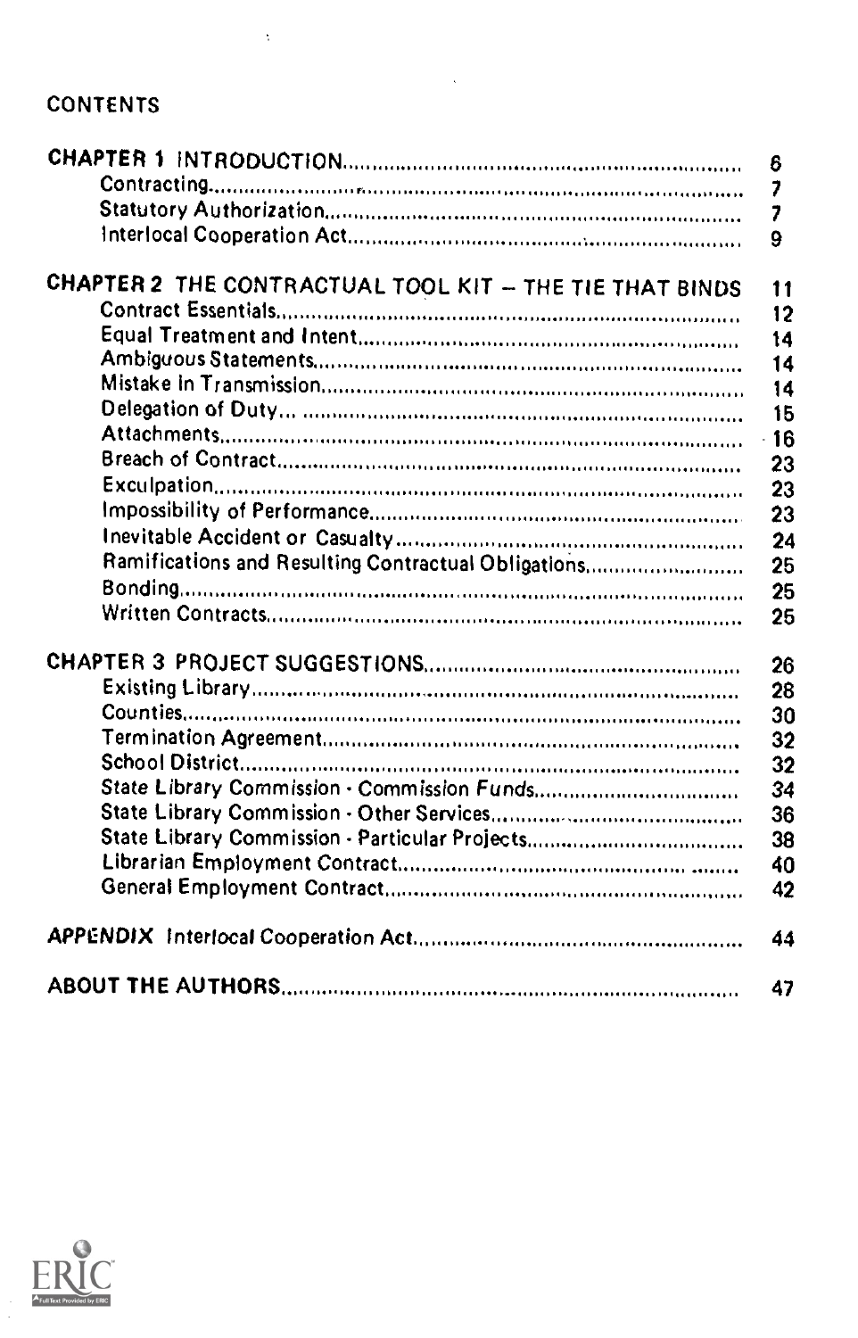## CONTENTS

| | |
|---|---|
| **CHAPTER 1 INTRODUCTION** | 6 |
| Contracting | 7 |
| Statutory Authorization | 7 |
| Interlocal Cooperation Act | 9 |
| **CHAPTER 2 THE CONTRACTUAL TOOL KIT – THE TIE THAT BINDS** | 11 |
| Contract Essentials | 12 |
| Equal Treatment and Intent | 14 |
| Ambiguous Statements | 14 |
| Mistake in Transmission | 14 |
| Delegation of Duty | 15 |
| Attachments | 16 |
| Breach of Contract | 23 |
| Exculpation | 23 |
| Impossibility of Performance | 23 |
| Inevitable Accident or Casualty | 24 |
| Ramifications and Resulting Contractual Obligations | 25 |
| Bonding | 25 |
| Written Contracts | 25 |
| **CHAPTER 3 PROJECT SUGGESTIONS** | 26 |
| Existing Library | 28 |
| Counties | 30 |
| Termination Agreement | 32 |
| School District | 32 |
| State Library Commission - Commission Funds | 34 |
| State Library Commission - Other Services | 36 |
| State Library Commission - Particular Projects | 38 |
| Librarian Employment Contract | 40 |
| General Employment Contract | 42 |
| **APPENDIX** Interlocal Cooperation Act | 44 |
| **ABOUT THE AUTHORS** | 47 |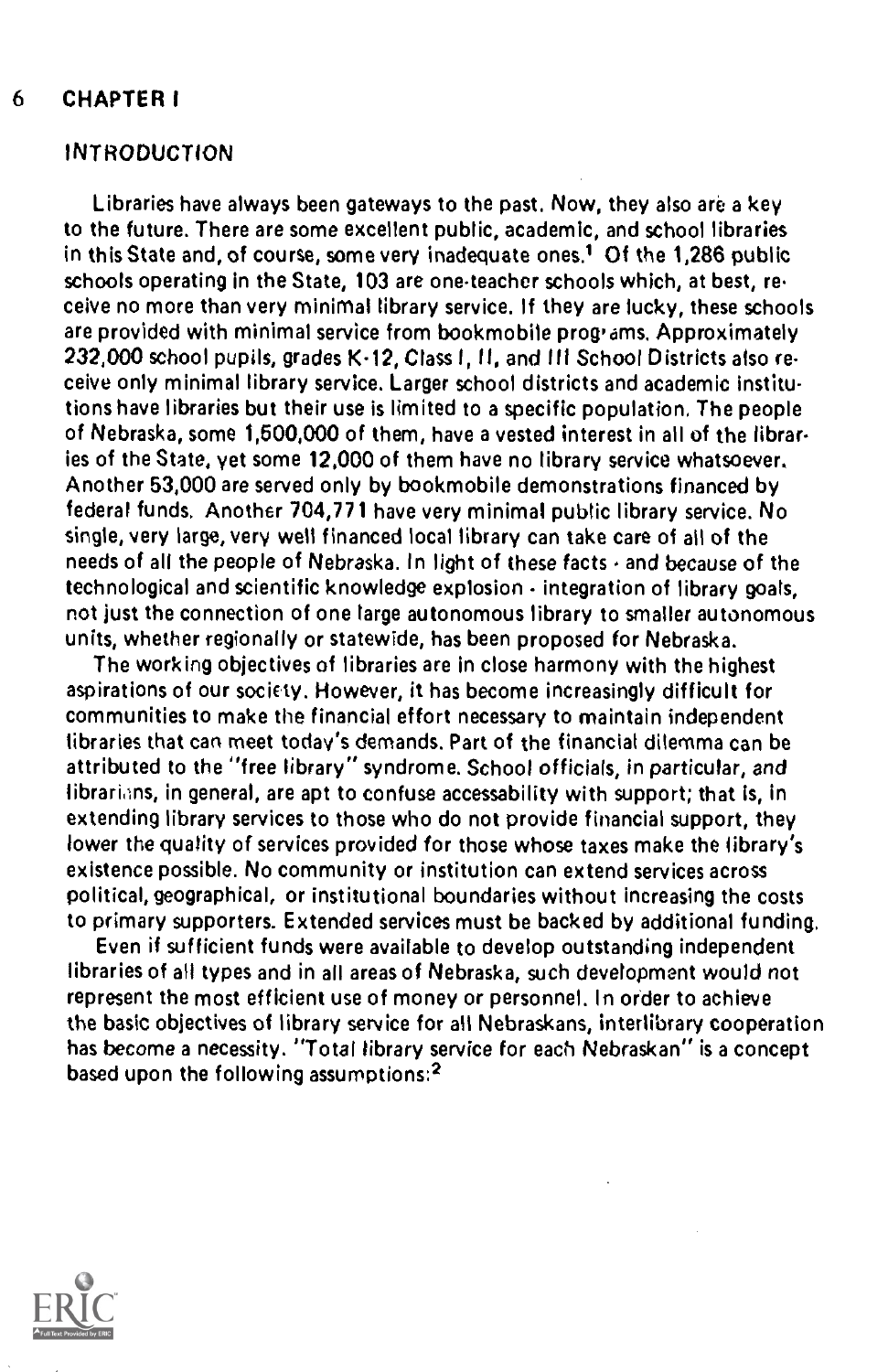## CHAPTER I

### INTRODUCTION

Libraries have always been gateways to the past. Now, they also are a key to the future. There are some excellent public, academic, and school libraries in this State and, of course, some very inadequate ones.[1] Of the 1,286 public schools operating in the State, 103 are one-teacher schools which, at best, receive no more than very minimal library service. If they are lucky, these schools are provided with minimal service from bookmobile programs. Approximately 232,000 school pupils, grades K-12, Class I, II, and III School Districts also receive only minimal library service. Larger school districts and academic institutions have libraries but their use is limited to a specific population. The people of Nebraska, some 1,500,000 of them, have a vested interest in all of the libraries of the State, yet some 12,000 of them have no library service whatsoever. Another 53,000 are served only by bookmobile demonstrations financed by federal funds. Another 704,771 have very minimal public library service. No single, very large, very well financed local library can take care of all of the needs of all the people of Nebraska. In light of these facts - and because of the technological and scientific knowledge explosion - integration of library goals, not just the connection of one large autonomous library to smaller autonomous units, whether regionally or statewide, has been proposed for Nebraska.

The working objectives of libraries are in close harmony with the highest aspirations of our society. However, it has become increasingly difficult for communities to make the financial effort necessary to maintain independent libraries that can meet today's demands. Part of the financial dilemma can be attributed to the "free library" syndrome. School officials, in particular, and librarians, in general, are apt to confuse accessability with support; that is, in extending library services to those who do not provide financial support, they lower the quality of services provided for those whose taxes make the library's existence possible. No community or institution can extend services across political, geographical, or institutional boundaries without increasing the costs to primary supporters. Extended services must be backed by additional funding.

Even if sufficient funds were available to develop outstanding independent libraries of all types and in all areas of Nebraska, such development would not represent the most efficient use of money or personnel. In order to achieve the basic objectives of library service for all Nebraskans, interlibrary cooperation has become a necessity. "Total library service for each Nebraskan" is a concept based upon the following assumptions:[2]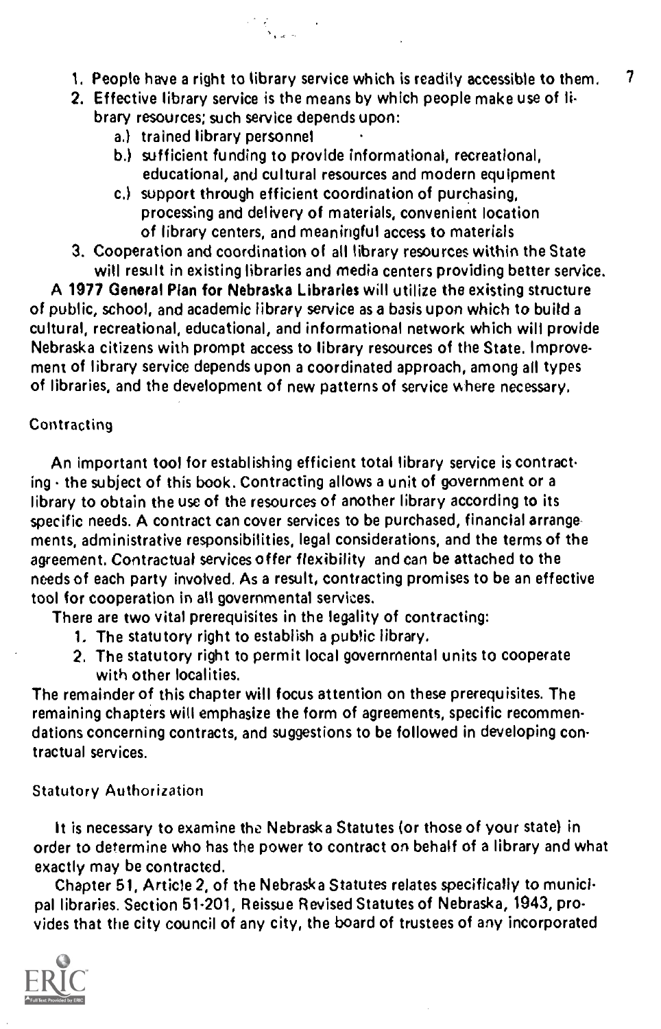1. People have a right to library service which is readily accessible to them.
2. Effective library service is the means by which people make use of library resources; such service depends upon:
   a.) trained library personnel
   b.) sufficient funding to provide informational, recreational, educational, and cultural resources and modern equipment
   c.) support through efficient coordination of purchasing, processing and delivery of materials, convenient location of library centers, and meaningful access to materials
3. Cooperation and coordination of all library resources within the State will result in existing libraries and media centers providing better service.

**A 1977 General Plan for Nebraska Libraries** will utilize the existing structure of public, school, and academic library service as a basis upon which to build a cultural, recreational, educational, and informational network which will provide Nebraska citizens with prompt access to library resources of the State. Improvement of library service depends upon a coordinated approach, among all types of libraries, and the development of new patterns of service where necessary.

## Contracting

An important tool for establishing efficient total library service is contracting - the subject of this book. Contracting allows a unit of government or a library to obtain the use of the resources of another library according to its specific needs. A contract can cover services to be purchased, financial arrangements, administrative responsibilities, legal considerations, and the terms of the agreement. Contractual services offer flexibility and can be attached to the needs of each party involved. As a result, contracting promises to be an effective tool for cooperation in all governmental services.

There are two vital prerequisites in the legality of contracting:

1. The statutory right to establish a public library.
2. The statutory right to permit local governmental units to cooperate with other localities.

The remainder of this chapter will focus attention on these prerequisites. The remaining chapters will emphasize the form of agreements, specific recommendations concerning contracts, and suggestions to be followed in developing contractual services.

## Statutory Authorization

It is necessary to examine the Nebraska Statutes (or those of your state) in order to determine who has the power to contract on behalf of a library and what exactly may be contracted.

Chapter 51, Article 2, of the Nebraska Statutes relates specifically to municipal libraries. Section 51-201, Reissue Revised Statutes of Nebraska, 1943, provides that the city council of any city, the board of trustees of any incorporated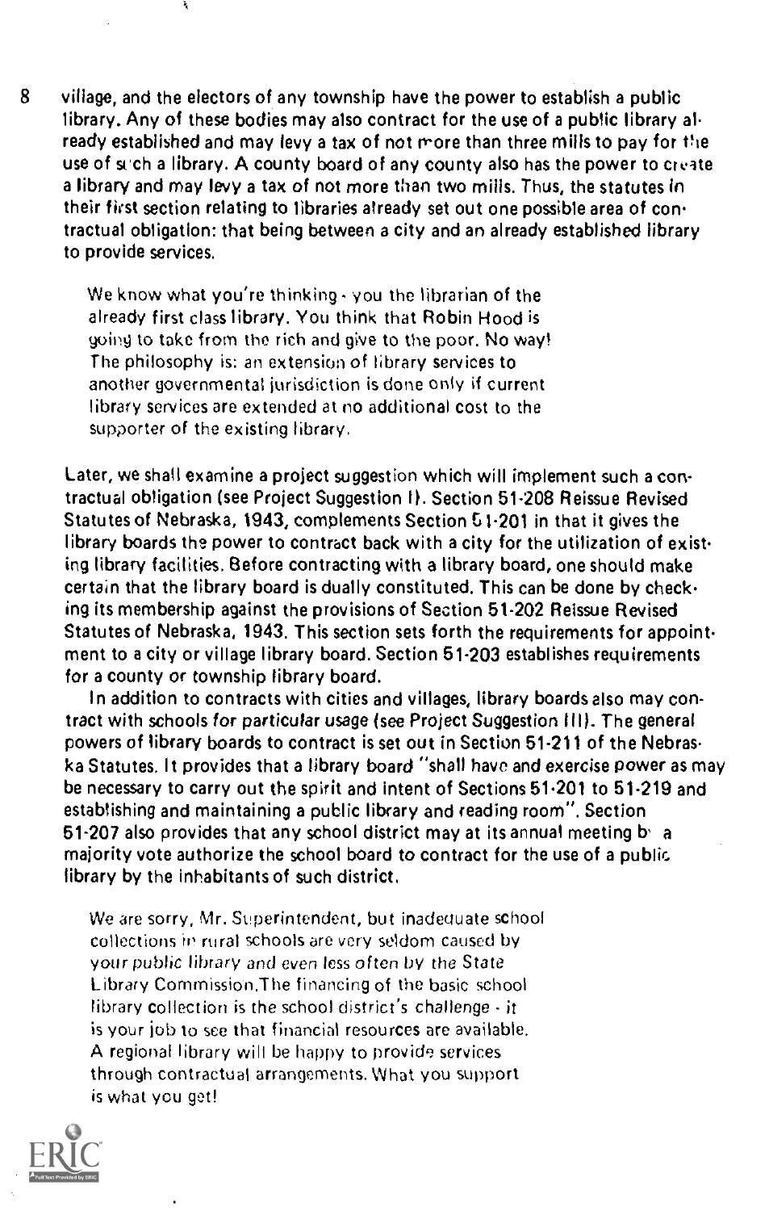village, and the electors of any township have the power to establish a public library. Any of these bodies may also contract for the use of a public library already established and may levy a tax of not more than three mills to pay for the use of such a library. A county board of any county also has the power to create a library and may levy a tax of not more than two mills. Thus, the statutes in their first section relating to libraries already set out one possible area of contractual obligation: that being between a city and an already established library to provide services.

> We know what you're thinking - you the librarian of the already first class library. You think that Robin Hood is going to take from the rich and give to the poor. No way! The philosophy is: an extension of library services to another governmental jurisdiction is done only if current library services are extended at no additional cost to the supporter of the existing library.

Later, we shall examine a project suggestion which will implement such a contractual obligation (see Project Suggestion I). Section 51-208 Reissue Revised Statutes of Nebraska, 1943, complements Section 51-201 in that it gives the library boards the power to contract back with a city for the utilization of existing library facilities. Before contracting with a library board, one should make certain that the library board is dually constituted. This can be done by checking its membership against the provisions of Section 51-202 Reissue Revised Statutes of Nebraska, 1943. This section sets forth the requirements for appointment to a city or village library board. Section 51-203 establishes requirements for a county or township library board.

In addition to contracts with cities and villages, library boards also may contract with schools for particular usage (see Project Suggestion III). The general powers of library boards to contract is set out in Section 51-211 of the Nebraska Statutes. It provides that a library board "shall have and exercise power as may be necessary to carry out the spirit and intent of Sections 51-201 to 51-219 and establishing and maintaining a public library and reading room". Section 51-207 also provides that any school district may at its annual meeting by a majority vote authorize the school board to contract for the use of a public library by the inhabitants of such district.

> We are sorry, Mr. Superintendent, but inadequate school collections in rural schools are very seldom caused by your public library and even less often by the State Library Commission. The financing of the basic school library collection is the school district's challenge - it is your job to see that financial resources are available. A regional library will be happy to provide services through contractual arrangements. What you support is what you get!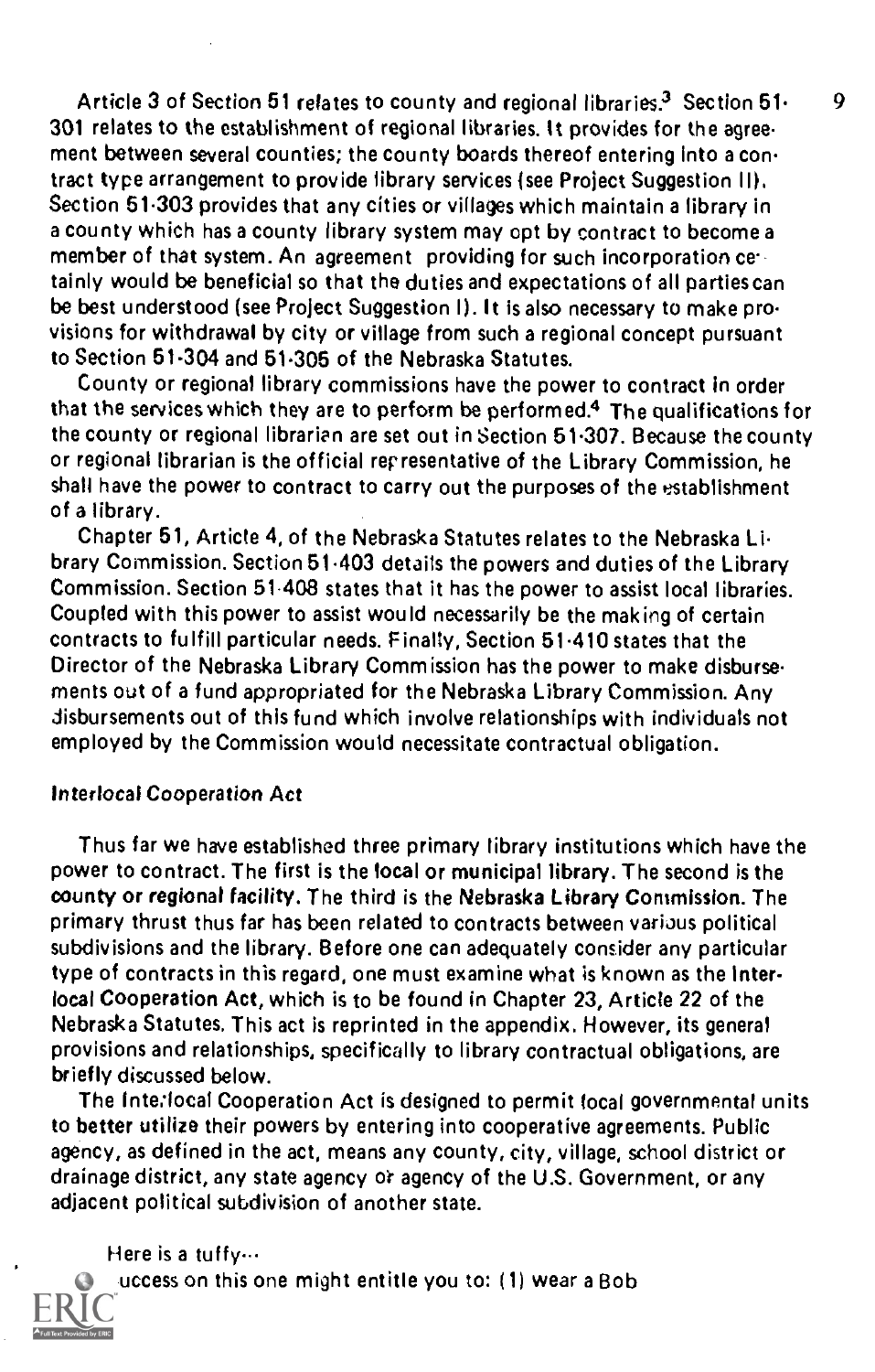Article 3 of Section 51 relates to county and regional libraries.[3] Section 51-301 relates to the establishment of regional libraries. It provides for the agreement between several counties; the county boards thereof entering into a contract type arrangement to provide library services (see Project Suggestion II). Section 51-303 provides that any cities or villages which maintain a library in a county which has a county library system may opt by contract to become a member of that system. An agreement providing for such incorporation certainly would be beneficial so that the duties and expectations of all parties can be best understood (see Project Suggestion I). It is also necessary to make provisions for withdrawal by city or village from such a regional concept pursuant to Section 51-304 and 51-305 of the Nebraska Statutes.

County or regional library commissions have the power to contract in order that the services which they are to perform be performed.[4] The qualifications for the county or regional librarian are set out in Section 51-307. Because the county or regional librarian is the official representative of the Library Commission, he shall have the power to contract to carry out the purposes of the establishment of a library.

Chapter 51, Article 4, of the Nebraska Statutes relates to the Nebraska Library Commission. Section 51-403 details the powers and duties of the Library Commission. Section 51-408 states that it has the power to assist local libraries. Coupled with this power to assist would necessarily be the making of certain contracts to fulfill particular needs. Finally, Section 51-410 states that the Director of the Nebraska Library Commission has the power to make disbursements out of a fund appropriated for the Nebraska Library Commission. Any disbursements out of this fund which involve relationships with individuals not employed by the Commission would necessitate contractual obligation.

### Interlocal Cooperation Act

Thus far we have established three primary library institutions which have the power to contract. The first is the local or municipal library. The second is the county or regional facility. The third is the Nebraska Library Commission. The primary thrust thus far has been related to contracts between various political subdivisions and the library. Before one can adequately consider any particular type of contracts in this regard, one must examine what is known as the Interlocal Cooperation Act, which is to be found in Chapter 23, Article 22 of the Nebraska Statutes. This act is reprinted in the appendix. However, its general provisions and relationships, specifically to library contractual obligations, are briefly discussed below.

The Interlocal Cooperation Act is designed to permit local governmental units to better utilize their powers by entering into cooperative agreements. Public agency, as defined in the act, means any county, city, village, school district or drainage district, any state agency or agency of the U.S. Government, or any adjacent political subdivision of another state.

Here is a tuffy...
Success on this one might entitle you to: (1) wear a Bob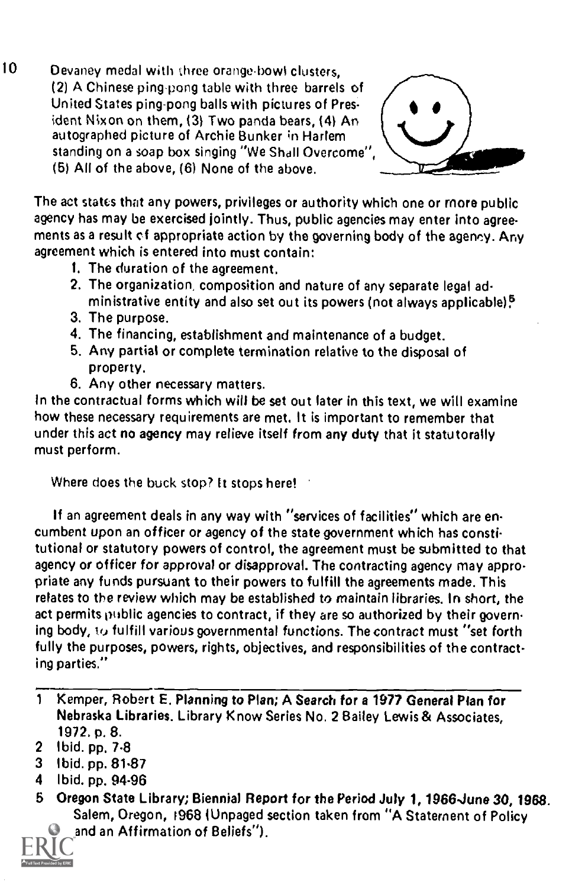Devaney medal with three orange-bowl clusters, (2) A Chinese ping-pong table with three barrels of United States ping-pong balls with pictures of President Nixon on them, (3) Two panda bears, (4) An autographed picture of Archie Bunker in Harlem standing on a soap box singing "We Shall Overcome", (5) All of the above, (6) None of the above.

The act states that any powers, privileges or authority which one or more public agency has may be exercised jointly. Thus, public agencies may enter into agreements as a result of appropriate action by the governing body of the agency. Any agreement which is entered into must contain:

1. The duration of the agreement.
2. The organization, composition and nature of any separate legal administrative entity and also set out its powers (not always applicable).[5]
3. The purpose.
4. The financing, establishment and maintenance of a budget.
5. Any partial or complete termination relative to the disposal of property.
6. Any other necessary matters.

In the contractual forms which will be set out later in this text, we will examine how these necessary requirements are met. It is important to remember that under this act no agency may relieve itself from any duty that it statutorally must perform.

Where does the buck stop? It stops here!

If an agreement deals in any way with "services of facilities" which are encumbent upon an officer or agency of the state government which has constitutional or statutory powers of control, the agreement must be submitted to that agency or officer for approval or disapproval. The contracting agency may appropriate any funds pursuant to their powers to fulfill the agreements made. This relates to the review which may be established to maintain libraries. In short, the act permits public agencies to contract, if they are so authorized by their governing body, to fulfill various governmental functions. The contract must "set forth fully the purposes, powers, rights, objectives, and responsibilities of the contracting parties."

---

1 Kemper, Robert E. **Planning to Plan; A Search for a 1977 General Plan for Nebraska Libraries.** Library Know Series No. 2 Bailey Lewis & Associates, 1972. p. 8.

2 Ibid. pp. 7-8

3 Ibid. pp. 81-87

4 Ibid. pp. 94-96

5 **Oregon State Library; Biennial Report for the Period July 1, 1966-June 30, 1968.** Salem, Oregon, 1968 (Unpaged section taken from "A Statement of Policy and an Affirmation of Beliefs").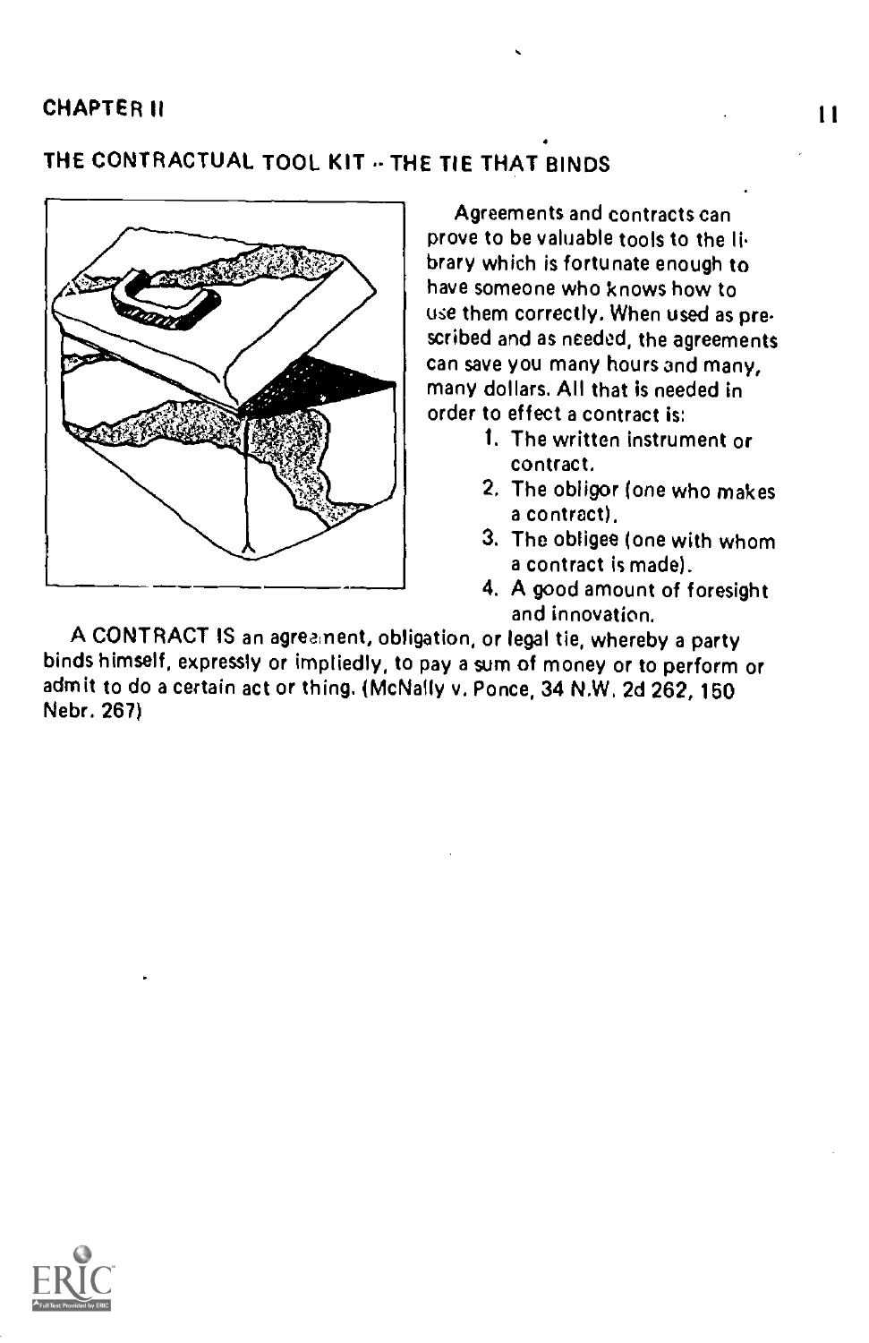## CHAPTER II

## THE CONTRACTUAL TOOL KIT -- THE TIE THAT BINDS

Agreements and contracts can prove to be valuable tools to the library which is fortunate enough to have someone who knows how to use them correctly. When used as prescribed and as needed, the agreements can save you many hours and many, many dollars. All that is needed in order to effect a contract is:

1. The written instrument or contract.
2. The obligor (one who makes a contract).
3. The obligee (one with whom a contract is made).
4. A good amount of foresight and innovation.

A CONTRACT IS an agreement, obligation, or legal tie, whereby a party binds himself, expressly or impliedly, to pay a sum of money or to perform or admit to do a certain act or thing. (McNally v. Ponce, 34 N.W. 2d 262, 150 Nebr. 267)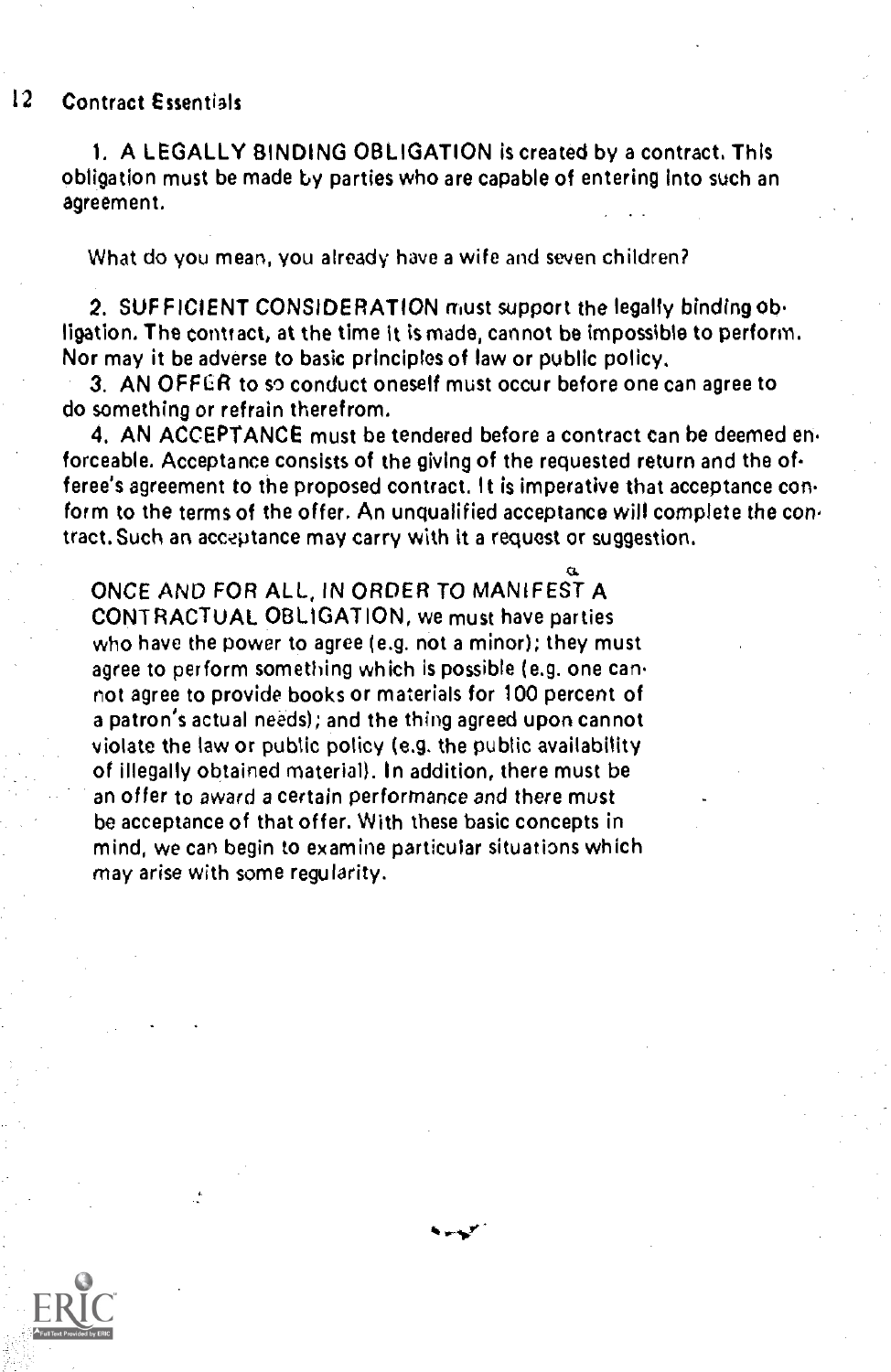## Contract Essentials

1. A LEGALLY BINDING OBLIGATION is created by a contract. This obligation must be made by parties who are capable of entering into such an agreement.

What do you mean, you already have a wife and seven children?

2. SUFFICIENT CONSIDERATION must support the legally binding obligation. The contract, at the time it is made, cannot be impossible to perform. Nor may it be adverse to basic principles of law or public policy.

3. AN OFFER to so conduct oneself must occur before one can agree to do something or refrain therefrom.

4. AN ACCEPTANCE must be tendered before a contract can be deemed enforceable. Acceptance consists of the giving of the requested return and the offeree's agreement to the proposed contract. It is imperative that acceptance conform to the terms of the offer. An unqualified acceptance will complete the contract. Such an acceptance may carry with it a request or suggestion.

> ONCE AND FOR ALL, IN ORDER TO MANIFEST A CONTRACTUAL OBLIGATION, we must have parties who have the power to agree (e.g. not a minor); they must agree to perform something which is possible (e.g. one cannot agree to provide books or materials for 100 percent of a patron's actual needs); and the thing agreed upon cannot violate the law or public policy (e.g. the public availability of illegally obtained material). In addition, there must be an offer to award a certain performance and there must be acceptance of that offer. With these basic concepts in mind, we can begin to examine particular situations which may arise with some regularity.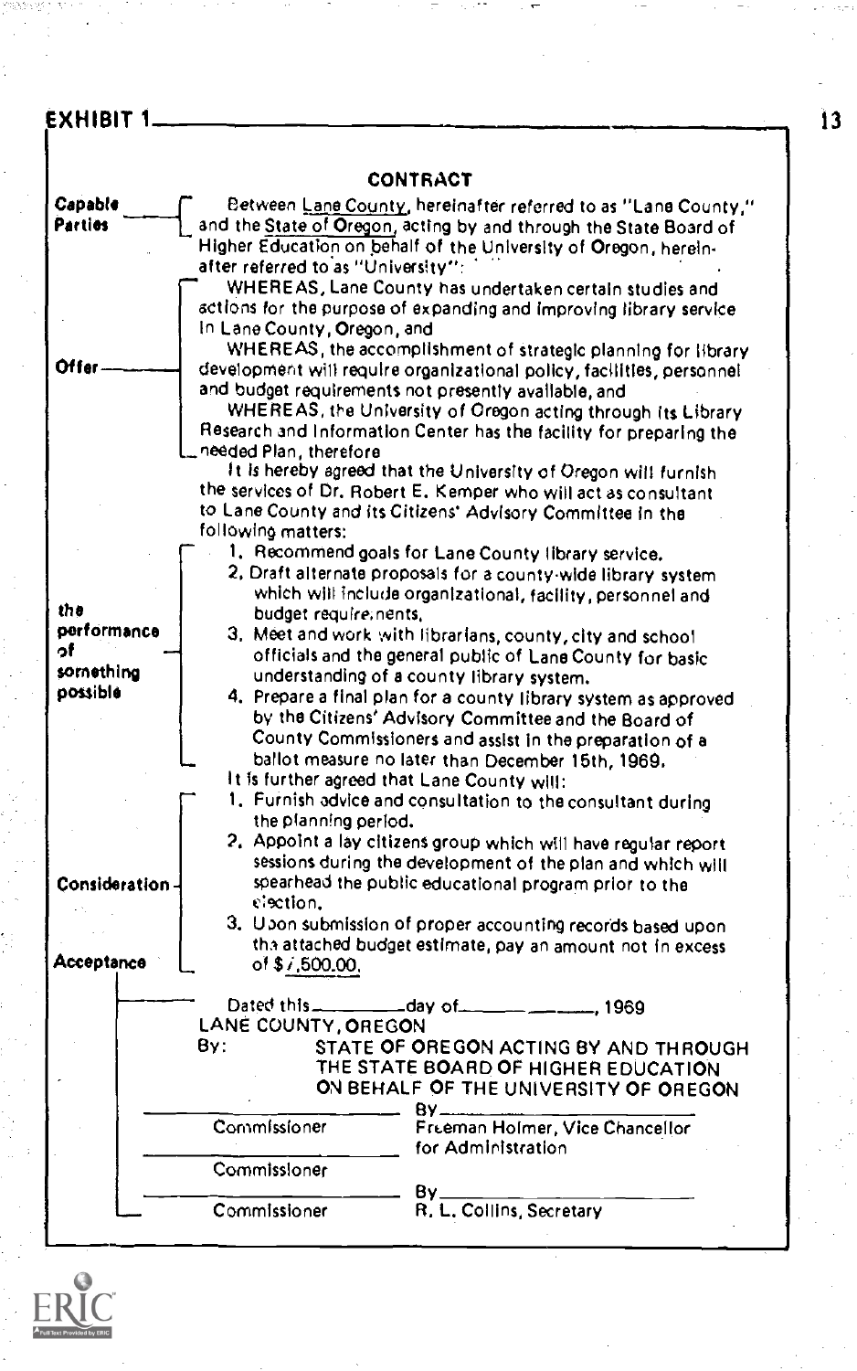## EXHIBIT 1

### CONTRACT

**Capable Parties** — Between Lane County, hereinafter referred to as "Lane County," and the State of Oregon, acting by and through the State Board of Higher Education on behalf of the University of Oregon, hereinafter referred to as "University":

**Offer** — WHEREAS, Lane County has undertaken certain studies and actions for the purpose of expanding and improving library service in Lane County, Oregon, and

WHEREAS, the accomplishment of strategic planning for library development will require organizational policy, facilities, personnel and budget requirements not presently available, and

WHEREAS, the University of Oregon acting through its Library Research and Information Center has the facility for preparing the needed Plan, therefore

It is hereby agreed that the University of Oregon will furnish the services of Dr. Robert E. Kemper who will act as consultant to Lane County and its Citizens' Advisory Committee in the following matters:

**the performance of something possible** —

1. Recommend goals for Lane County library service.
2. Draft alternate proposals for a county-wide library system which will include organizational, facility, personnel and budget requirements.
3. Meet and work with librarians, county, city and school officials and the general public of Lane County for basic understanding of a county library system.
4. Prepare a final plan for a county library system as approved by the Citizens' Advisory Committee and the Board of County Commissioners and assist in the preparation of a ballot measure no later than December 15th, 1969.

**Consideration** — It is further agreed that Lane County will:

1. Furnish advice and consultation to the consultant during the planning period.
2. Appoint a lay citizens group which will have regular report sessions during the development of the plan and which will spearhead the public educational program prior to the election.
3. Upon submission of proper accounting records based upon the attached budget estimate, pay an amount not in excess of $7,500.00.

**Acceptance** —

Dated this\_\_\_\_\_\_\_\_day of\_\_\_\_\_\_\_\_\_\_\_\_, 1969

LANE COUNTY, OREGON

By:

\_\_\_\_\_\_\_\_\_\_\_\_\_\_\_\_\_\_\_\_
Commissioner

\_\_\_\_\_\_\_\_\_\_\_\_\_\_\_\_\_\_\_\_
Commissioner

\_\_\_\_\_\_\_\_\_\_\_\_\_\_\_\_\_\_\_\_
Commissioner

STATE OF OREGON ACTING BY AND THROUGH THE STATE BOARD OF HIGHER EDUCATION ON BEHALF OF THE UNIVERSITY OF OREGON

By\_\_\_\_\_\_\_\_\_\_\_\_\_\_\_\_\_\_\_\_
Freeman Holmer, Vice Chancellor for Administration

By\_\_\_\_\_\_\_\_\_\_\_\_\_\_\_\_\_\_\_\_
R. L. Collins, Secretary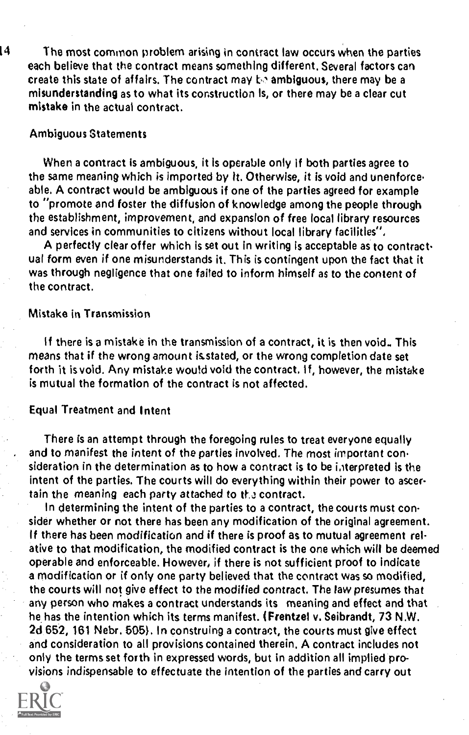The most common problem arising in contract law occurs when the parties each believe that the contract means something different. Several factors can create this state of affairs. The contract may be **ambiguous**, there may be a **misunderstanding** as to what its construction is, or there may be a clear cut **mistake** in the actual contract.

### Ambiguous Statements

When a contract is ambiguous, it is operable only if both parties agree to the same meaning which is imported by it. Otherwise, it is void and unenforceable. A contract would be ambiguous if one of the parties agreed for example to "promote and foster the diffusion of knowledge among the people through the establishment, improvement, and expansion of free local library resources and services in communities to citizens without local library facilities".

A perfectly clear offer which is set out in writing is acceptable as to contractual form even if one misunderstands it. This is contingent upon the fact that it was through negligence that one failed to inform himself as to the content of the contract.

### Mistake in Transmission

If there is a mistake in the transmission of a contract, it is then void. This means that if the wrong amount is stated, or the wrong completion date set forth it is void. Any mistake would void the contract. If, however, the mistake is mutual the formation of the contract is not affected.

### Equal Treatment and Intent

There is an attempt through the foregoing rules to treat everyone equally and to manifest the intent of the parties involved. The most important consideration in the determination as to how a contract is to be interpreted is the intent of the parties. The courts will do everything within their power to ascertain the meaning each party attached to the contract.

In determining the intent of the parties to a contract, the courts must consider whether or not there has been any modification of the original agreement. If there has been modification and if there is proof as to mutual agreement relative to that modification, the modified contract is the one which will be deemed operable and enforceable. However, if there is not sufficient proof to indicate a modification or if only one party believed that the contract was so modified, the courts will not give effect to the modified contract. The law presumes that any person who makes a contract understands its meaning and effect and that he has the intention which its terms manifest. (**Frentzel v. Seibrandt, 73 N.W. 2d 652, 161 Nebr. 505**). In construing a contract, the courts must give effect and consideration to all provisions contained therein. A contract includes not only the terms set forth in expressed words, but in addition all implied provisions indispensable to effectuate the intention of the parties and carry out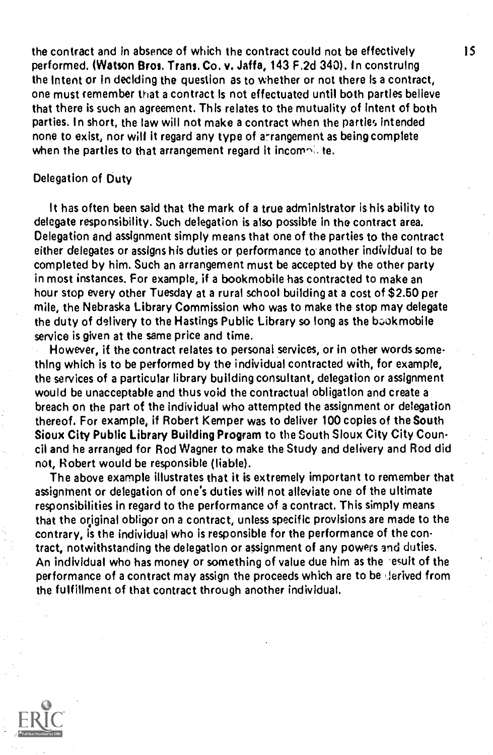the contract and in absence of which the contract could not be effectively performed. (**Watson Bros. Trans. Co. v. Jaffa, 143 F.2d 340**). In construing the intent or in deciding the question as to whether or not there is a contract, one must remember that a contract is not effectuated until both parties believe that there is such an agreement. This relates to the mutuality of intent of both parties. In short, the law will not make a contract when the parties intended none to exist, nor will it regard any type of arrangement as being complete when the parties to that arrangement regard it incomplete.

## Delegation of Duty

It has often been said that the mark of a true administrator is his ability to delegate responsibility. Such delegation is also possible in the contract area. Delegation and assignment simply means that one of the parties to the contract either delegates or assigns his duties or performance to another individual to be completed by him. Such an arrangement must be accepted by the other party in most instances. For example, if a bookmobile has contracted to make an hour stop every other Tuesday at a rural school building at a cost of $2.50 per mile, the Nebraska Library Commission who was to make the stop may delegate the duty of delivery to the Hastings Public Library so long as the bookmobile service is given at the same price and time.

However, if the contract relates to personal services, or in other words something which is to be performed by the individual contracted with, for example, the services of a particular library building consultant, delegation or assignment would be unacceptable and thus void the contractual obligation and create a breach on the part of the individual who attempted the assignment or delegation thereof. For example, if Robert Kemper was to deliver 100 copies of the **South Sioux City Public Library Building Program** to the South Sioux City City Council and he arranged for Rod Wagner to make the Study and delivery and Rod did not, Robert would be responsible (liable).

The above example illustrates that it is extremely important to remember that assignment or delegation of one's duties will not alleviate one of the ultimate responsibilities in regard to the performance of a contract. This simply means that the original obligor on a contract, unless specific provisions are made to the contrary, is the individual who is responsible for the performance of the contract, notwithstanding the delegation or assignment of any powers and duties. An individual who has money or something of value due him as the result of the performance of a contract may assign the proceeds which are to be derived from the fulfillment of that contract through another individual.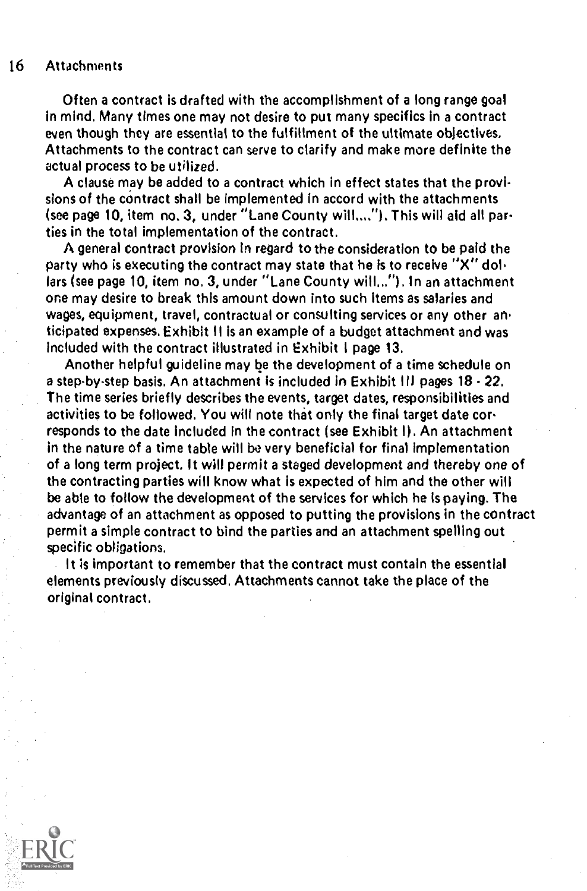## 16 Attachments

Often a contract is drafted with the accomplishment of a long range goal in mind. Many times one may not desire to put many specifics in a contract even though they are essential to the fulfillment of the ultimate objectives. Attachments to the contract can serve to clarify and make more definite the actual process to be utilized.

A clause may be added to a contract which in effect states that the provisions of the contract shall be implemented in accord with the attachments (see page 10, item no. 3, under "Lane County will...."). This will aid all parties in the total implementation of the contract.

A general contract provision in regard to the consideration to be paid the party who is executing the contract may state that he is to receive "X" dollars (see page 10, item no. 3, under "Lane County will..."). In an attachment one may desire to break this amount down into such items as salaries and wages, equipment, travel, contractual or consulting services or any other anticipated expenses. Exhibit II is an example of a budget attachment and was included with the contract illustrated in Exhibit I page 13.

Another helpful guideline may be the development of a time schedule on a step-by-step basis. An attachment is included in Exhibit III pages 18 - 22. The time series briefly describes the events, target dates, responsibilities and activities to be followed. You will note that only the final target date corresponds to the date included in the contract (see Exhibit I). An attachment in the nature of a time table will be very beneficial for final implementation of a long term project. It will permit a staged development and thereby one of the contracting parties will know what is expected of him and the other will be able to follow the development of the services for which he is paying. The advantage of an attachment as opposed to putting the provisions in the contract permit a simple contract to bind the parties and an attachment spelling out specific obligations.

It is important to remember that the contract must contain the essential elements previously discussed. Attachments cannot take the place of the original contract.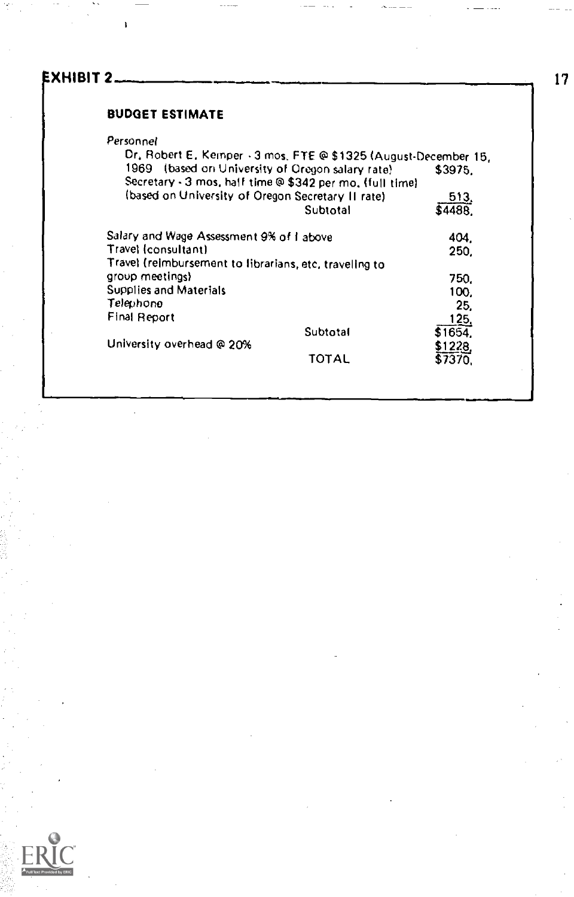## EXHIBIT 2

### BUDGET ESTIMATE

| | |
|---|---|
| *Personnel* | |
| Dr. Robert E. Kemper - 3 mos. FTE @ $1325 (August-December 15, 1969 (based on University of Oregon salary rate) | $3975. |
| Secretary - 3 mos. half time @ $342 per mo. (full time) (based on University of Oregon Secretary II rate) | 513. |
| Subtotal | $4488. |
| Salary and Wage Assessment 9% of I above | 404. |
| Travel (consultant) | 250. |
| Travel (reimbursement to librarians, etc. traveling to group meetings) | 750. |
| Supplies and Materials | 100. |
| Telephone | 25. |
| Final Report | 125. |
| Subtotal | $1654. |
| University overhead @ 20% | $1228. |
| TOTAL | $7370. |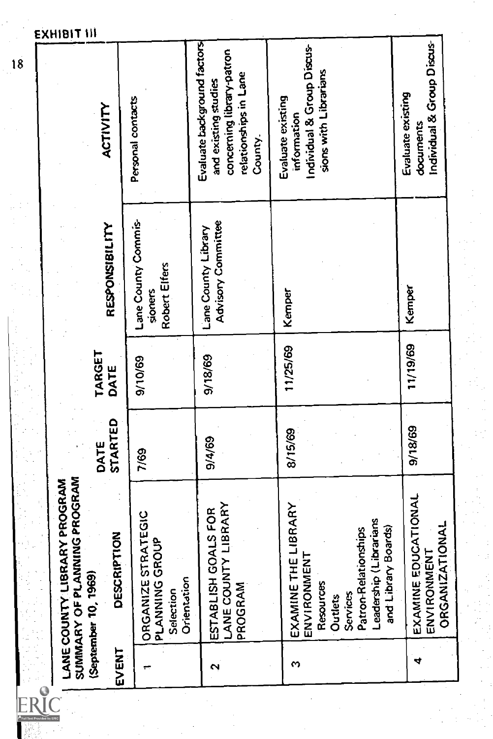EXHIBIT III

**LANE COUNTY LIBRARY PROGRAM**
**SUMMARY OF PLANNING PROGRAM**
**(September 10, 1969)**

| EVENT | DESCRIPTION | DATE STARTED | TARGET DATE | RESPONSIBILITY | ACTIVITY |
|---|---|---|---|---|---|
| 1 | ORGANIZE STRATEGIC PLANNING GROUP<br>Selection<br>Orientation | 7/69 | 9/10/69 | Lane County Commissioners<br>Robert Elfers | Personal contacts |
| 2 | ESTABLISH GOALS FOR LANE COUNTY LIBRARY PROGRAM | 9/4/69 | 9/18/69 | Lane County Library Advisory Committee | Evaluate background factors and existing studies concerning library-patron relationships in Lane County. |
| 3 | EXAMINE THE LIBRARY ENVIRONMENT<br>Resources<br>Outlets<br>Services<br>Patron-Relationships<br>Leadership (Librarians and Library Boards) | 8/15/69 | 11/25/69 | Kemper | Evaluate existing information<br>Individual & Group Discussions with Librarians |
| 4 | EXAMINE EDUCATIONAL ENVIRONMENT<br>ORGANIZATIONAL | 9/18/69 | 11/19/69 | Kemper | Evaluate existing documents<br>Individual & Group Discus- |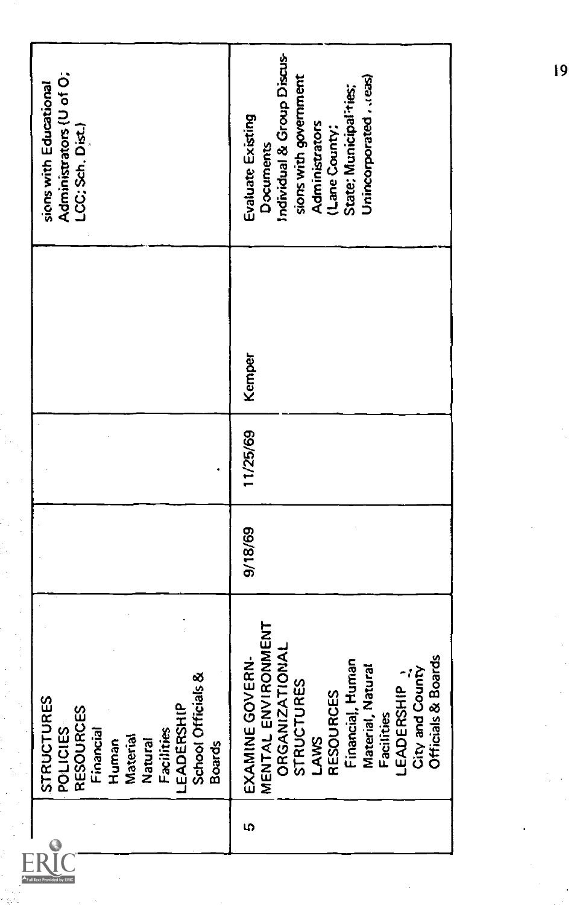| | | | | | |
|---|---|---|---|---|---|
| | STRUCTURES<br>POLICIES<br>RESOURCES<br>Financial<br>Human<br>Material<br>Natural<br>Facilities<br>LEADERSHIP<br>School Officials & Boards | | | | sions with Educational Administrators (U of O; LCC; Sch. Dist.) |
| 5 | EXAMINE GOVERNMENTAL ENVIRONMENT<br>ORGANIZATIONAL STRUCTURES<br>LAWS<br>RESOURCES<br>Financial, Human<br>Material, Natural<br>Facilities<br>LEADERSHIP<br>City and County Officials & Boards | 9/18/69 | 11/25/69 | Kemper | Evaluate Existing Documents<br>Individual & Group Discussions with government Administrators (Lane County; State; Municipalities; Unincorporated Areas) |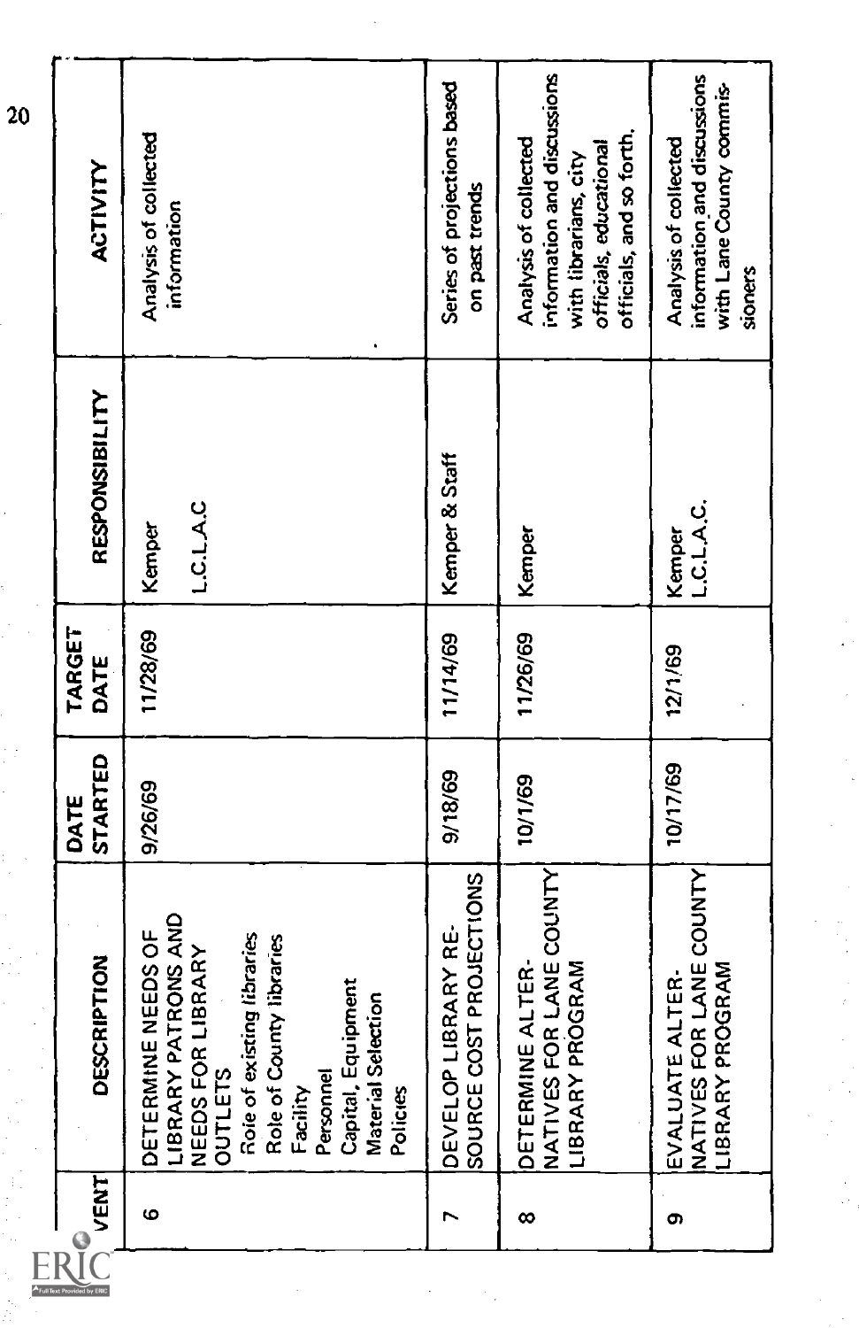| EVENT | DESCRIPTION | DATE STARTED | TARGET DATE | RESPONSIBILITY | ACTIVITY |
|---|---|---|---|---|---|
| 6 | DETERMINE NEEDS OF LIBRARY PATRONS AND NEEDS FOR LIBRARY OUTLETS<br>Role of existing libraries<br>Role of County libraries<br>Facility<br>Personnel<br>Capital, Equipment<br>Material Selection<br>Policies | 9/26/69 | 11/28/69 | Kemper<br><br>L.C.L.A.C | Analysis of collected information |
| 7 | DEVELOP LIBRARY RESOURCE COST PROJECTIONS | 9/18/69 | 11/14/69 | Kemper & Staff | Series of projections based on past trends |
| 8 | DETERMINE ALTERNATIVES FOR LANE COUNTY LIBRARY PROGRAM | 10/1/69 | 11/26/69 | Kemper | Analysis of collected information and discussions with librarians, city officials, educational officials, and so forth. |
| 9 | EVALUATE ALTERNATIVES FOR LANE COUNTY LIBRARY PROGRAM | 10/17/69 | 12/1/69 | Kemper<br>L.C.L.A.C. | Analysis of collected information and discussions with Lane County commissioners |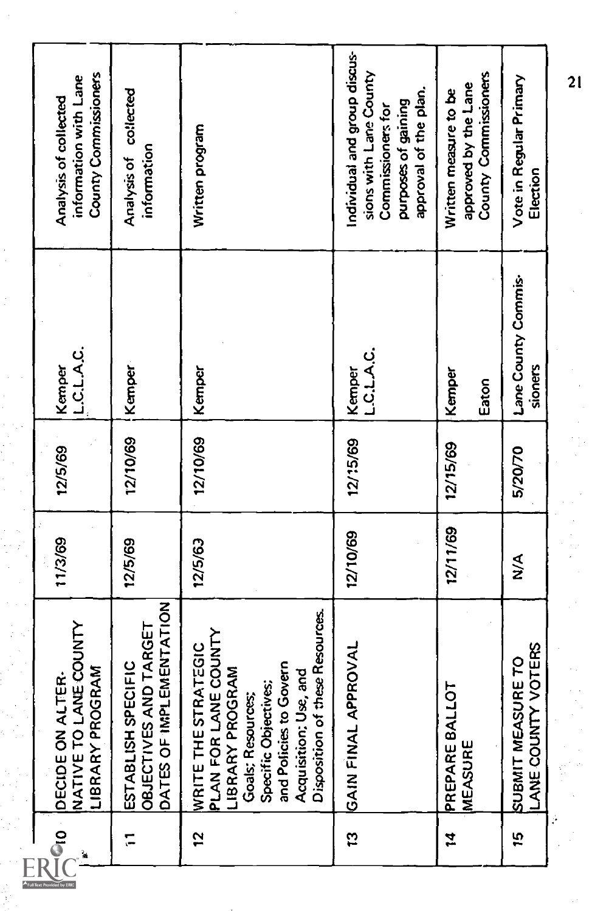| | | | | | |
|---|---|---|---|---|---|
| 10 | DECIDE ON ALTER-NATIVE TO LANE COUNTY LIBRARY PROGRAM | 11/3/69 | 12/5/69 | Kemper<br>L.C.L.A.C. | Analysis of collected information with Lane County Commissioners |
| 11 | ESTABLISH SPECIFIC OBJECTIVES AND TARGET DATES OF IMPLEMENTATION | 12/5/69 | 12/10/69 | Kemper | Analysis of collected information |
| 12 | WRITE THE STRATEGIC PLAN FOR LANE COUNTY LIBRARY PROGRAM<br>Goals; Resources;<br>Specific Objectives;<br>and Policies to Govern Acquisition; Use, and Disposition of these Resources. | 12/5/63 | 12/10/69 | Kemper | Written program |
| 13 | GAIN FINAL APPROVAL | 12/10/69 | 12/15/69 | Kemper<br>L.C.L.A.C. | Individual and group discussions with Lane County Commissioners for purposes of gaining approval of the plan. |
| 14 | PREPARE BALLOT MEASURE | 12/11/69 | 12/15/69 | Kemper<br>Eaton | Written measure to be approved by the Lane County Commissioners |
| 15 | SUBMIT MEASURE TO LANE COUNTY VOTERS | N/A | 5/20/70 | Lane County Commissioners | Vote in Regular Primary Election |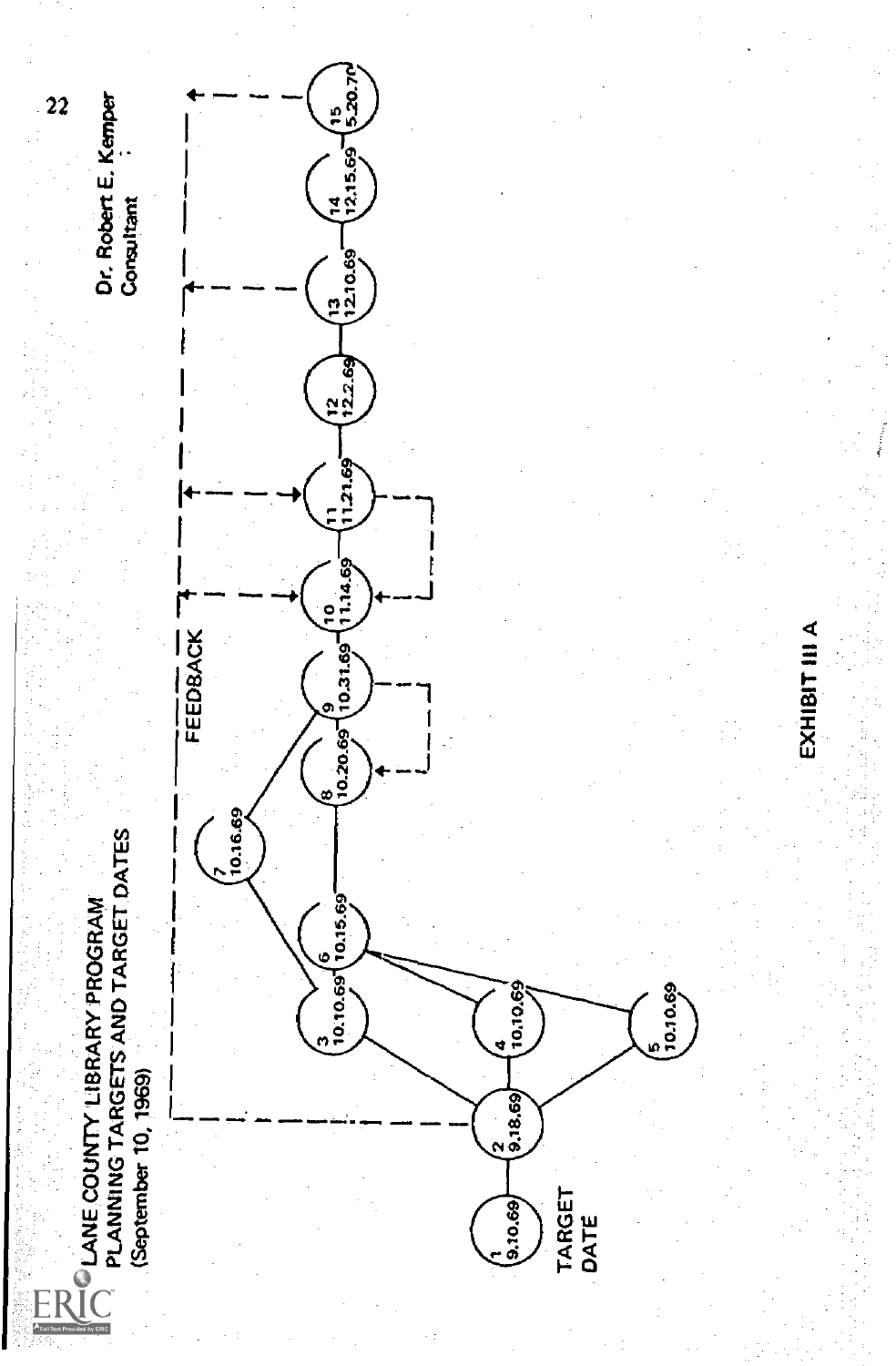LANE COUNTY LIBRARY PROGRAM
PLANNING TARGETS AND TARGET DATES
(September 10, 1969)

Dr. Robert E. Kemper
Consultant

FEEDBACK

| Node | Target Date |
|---|---|
| 1 | 9.10.69 |
| 2 | 9.18.69 |
| 3 | 10.10.69 |
| 4 | 10.10.69 |
| 5 | 10.10.69 |
| 6 | 10.15.69 |
| 7 | 10.16.69 |
| 8 | 10.20.69 |
| 9 | 10.31.69 |
| 10 | 11.14.69 |
| 11 | 11.21.69 |
| 12 | 12.2.69 |
| 13 | 12.10.69 |
| 14 | 12.15.69 |
| 15 | 5.20.70 |

TARGET DATE

EXHIBIT III A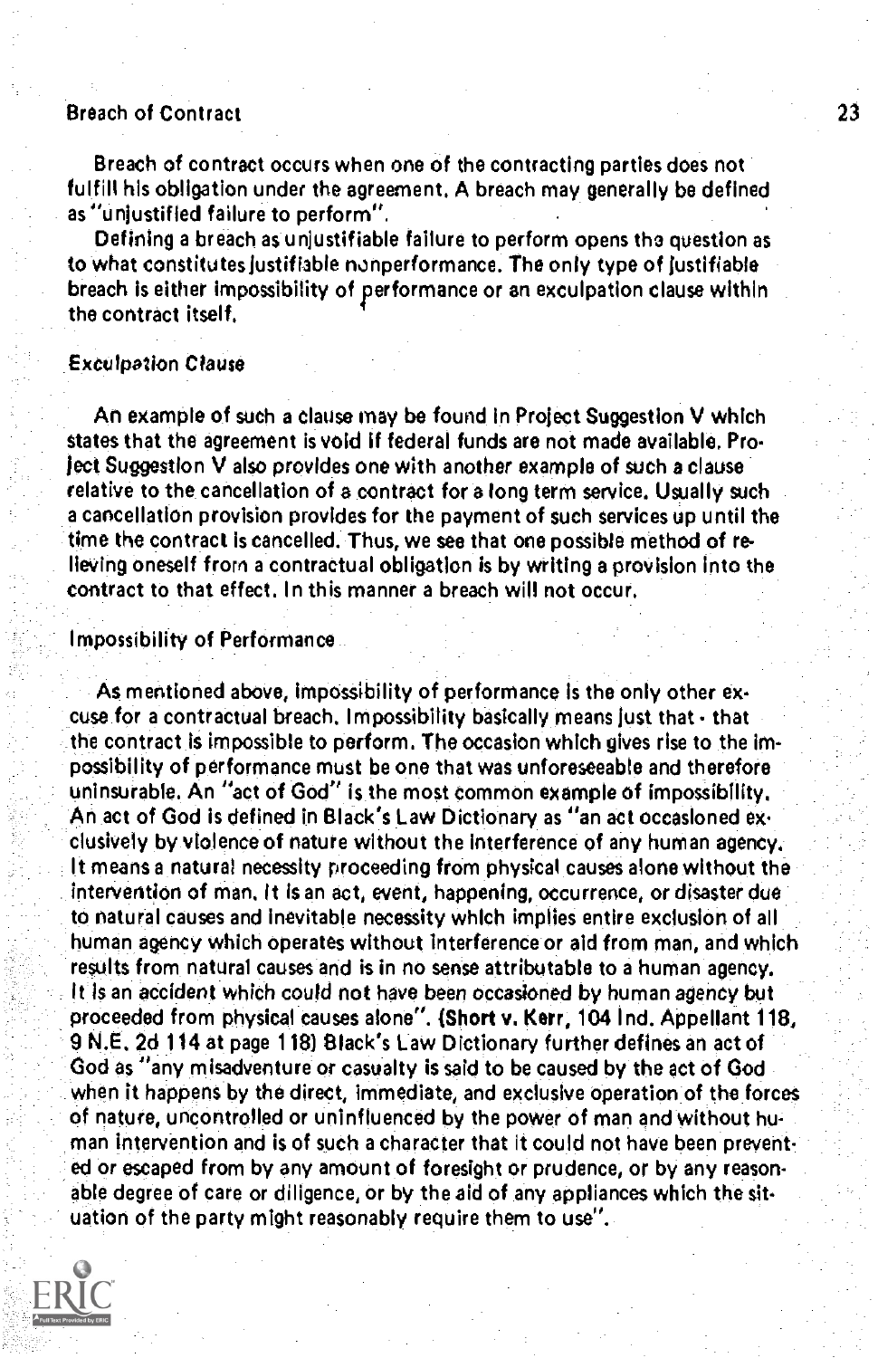## Breach of Contract

Breach of contract occurs when one of the contracting parties does not fulfill his obligation under the agreement. A breach may generally be defined as "unjustified failure to perform".

Defining a breach as unjustifiable failure to perform opens the question as to what constitutes justifiable nonperformance. The only type of justifiable breach is either impossibility of performance or an exculpation clause within the contract itself.

### Exculpation Clause

An example of such a clause may be found in Project Suggestion V which states that the agreement is void if federal funds are not made available. Project Suggestion V also provides one with another example of such a clause relative to the cancellation of a contract for a long term service. Usually such a cancellation provision provides for the payment of such services up until the time the contract is cancelled. Thus, we see that one possible method of relieving oneself from a contractual obligation is by writing a provision into the contract to that effect. In this manner a breach will not occur.

### Impossibility of Performance

As mentioned above, impossibility of performance is the only other excuse for a contractual breach. Impossibility basically means just that - that the contract is impossible to perform. The occasion which gives rise to the impossibility of performance must be one that was unforeseeable and therefore uninsurable. An "act of God" is the most common example of impossibility. An act of God is defined in Black's Law Dictionary as "an act occasioned exclusively by violence of nature without the interference of any human agency. It means a natural necessity proceeding from physical causes alone without the intervention of man. It is an act, event, happening, occurrence, or disaster due to natural causes and inevitable necessity which implies entire exclusion of all human agency which operates without interference or aid from man, and which results from natural causes and is in no sense attributable to a human agency. It is an accident which could not have been occasioned by human agency but proceeded from physical causes alone". (Short v. Kerr, 104 Ind. Appellant 118, 9 N.E. 2d 114 at page 118) Black's Law Dictionary further defines an act of God as "any misadventure or casualty is said to be caused by the act of God when it happens by the direct, immediate, and exclusive operation of the forces of nature, uncontrolled or uninfluenced by the power of man and without human intervention and is of such a character that it could not have been prevented or escaped from by any amount of foresight or prudence, or by any reasonable degree of care or diligence, or by the aid of any appliances which the situation of the party might reasonably require them to use".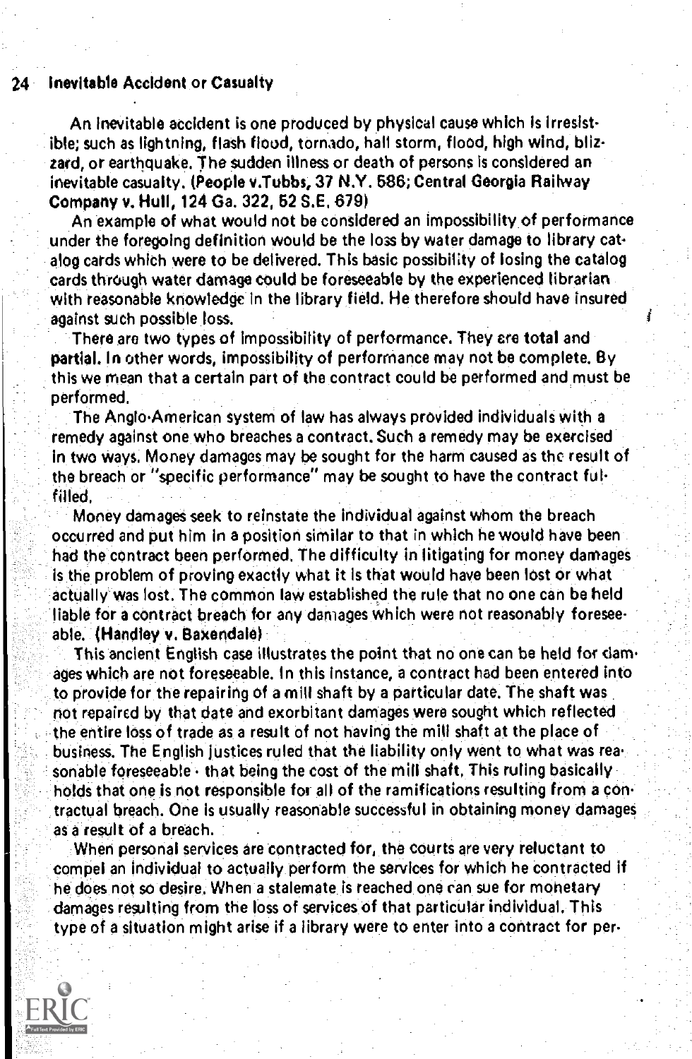## Inevitable Accident or Casualty

An inevitable accident is one produced by physical cause which is irresistible; such as lightning, flash flood, tornado, hail storm, flood, high wind, blizzard, or earthquake. The sudden illness or death of persons is considered an inevitable casualty. **(People v.Tubbs, 37 N.Y. 586; Central Georgia Railway Company v. Hull, 124 Ga. 322, 52 S.E. 679)**

An example of what would not be considered an impossibility of performance under the foregoing definition would be the loss by water damage to library catalog cards which were to be delivered. This basic possibility of losing the catalog cards through water damage could be foreseeable by the experienced librarian with reasonable knowledge in the library field. He therefore should have insured against such possible loss.

There are two types of impossibility of performance. They are **total** and **partial**. In other words, impossibility of performance may not be complete. By this we mean that a certain part of the contract could be performed and must be performed.

The Anglo-American system of law has always provided individuals with a remedy against one who breaches a contract. Such a remedy may be exercised in two ways. Money damages may be sought for the harm caused as the result of the breach or "specific performance" may be sought to have the contract fulfilled.

Money damages seek to reinstate the individual against whom the breach occurred and put him in a position similar to that in which he would have been had the contract been performed. The difficulty in litigating for money damages is the problem of proving exactly what it is that would have been lost or what actually was lost. The common law established the rule that no one can be held liable for a contract breach for any damages which were not reasonably foreseeable. **(Handley v. Baxendale)**

This ancient English case illustrates the point that no one can be held for damages which are not foreseeable. In this instance, a contract had been entered into to provide for the repairing of a mill shaft by a particular date. The shaft was not repaired by that date and exorbitant damages were sought which reflected the entire loss of trade as a result of not having the mill shaft at the place of business. The English justices ruled that the liability only went to what was reasonable foreseeable - that being the cost of the mill shaft. This ruling basically holds that one is not responsible for all of the ramifications resulting from a contractual breach. One is usually reasonable successful in obtaining money damages as a result of a breach.

When personal services are contracted for, the courts are very reluctant to compel an individual to actually perform the services for which he contracted if he does not so desire. When a stalemate is reached one can sue for monetary damages resulting from the loss of services of that particular individual. This type of a situation might arise if a library were to enter into a contract for per-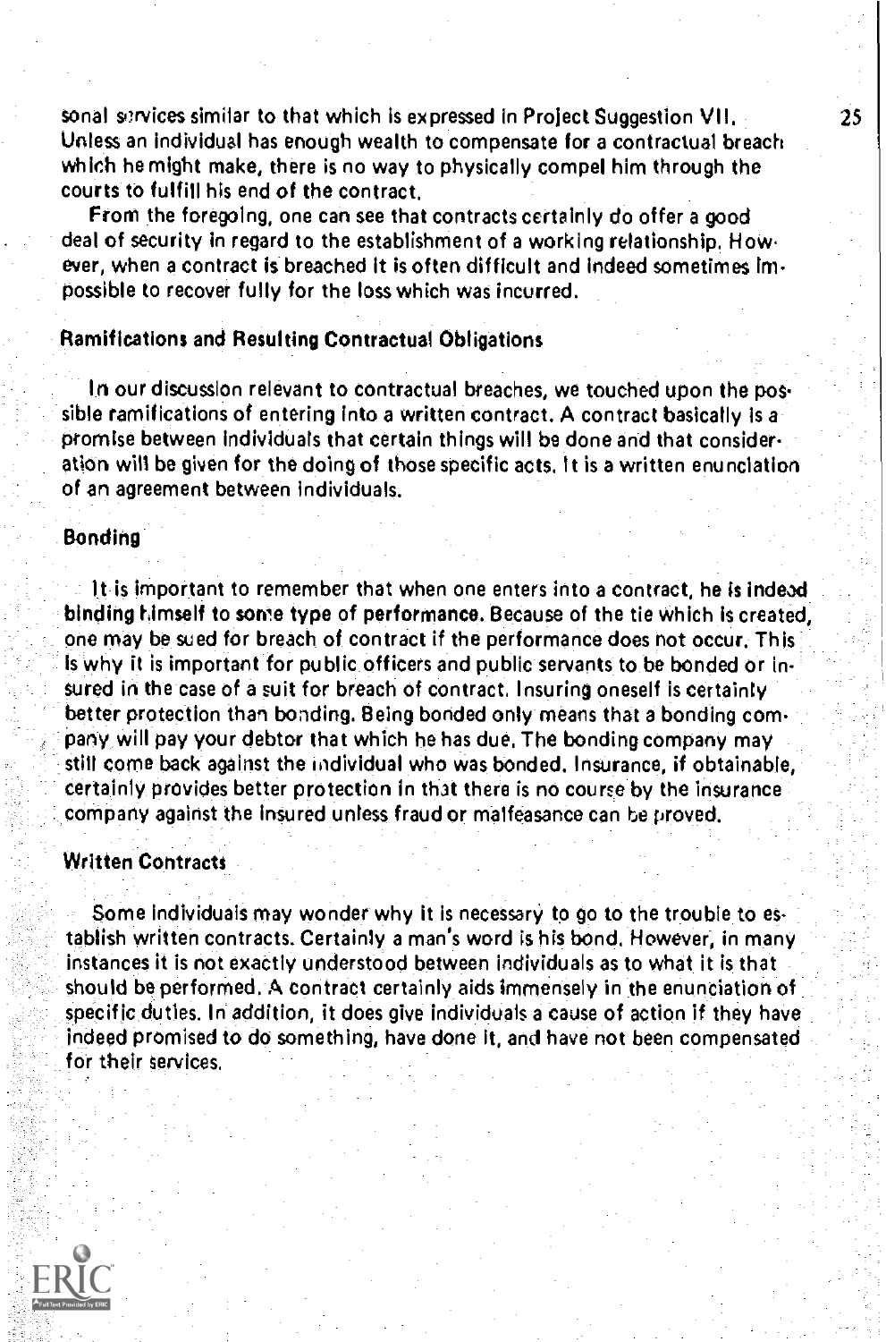sonal services similar to that which is expressed in Project Suggestion VII. Unless an individual has enough wealth to compensate for a contractual breach which he might make, there is no way to physically compel him through the courts to fulfill his end of the contract.

From the foregoing, one can see that contracts certainly do offer a good deal of security in regard to the establishment of a working relationship. However, when a contract is breached it is often difficult and indeed sometimes impossible to recover fully for the loss which was incurred.

### Ramifications and Resulting Contractual Obligations

In our discussion relevant to contractual breaches, we touched upon the possible ramifications of entering into a written contract. A contract basically is a promise between individuals that certain things will be done and that consideration will be given for the doing of those specific acts. It is a written enunciation of an agreement between individuals.

### Bonding

It is important to remember that when one enters into a contract, he is indeed binding himself to some type of performance. Because of the tie which is created, one may be sued for breach of contract if the performance does not occur. This is why it is important for public officers and public servants to be bonded or insured in the case of a suit for breach of contract. Insuring oneself is certainly better protection than bonding. Being bonded only means that a bonding company will pay your debtor that which he has due. The bonding company may still come back against the individual who was bonded. Insurance, if obtainable, certainly provides better protection in that there is no course by the insurance company against the insured unless fraud or malfeasance can be proved.

### Written Contracts

Some individuals may wonder why it is necessary to go to the trouble to establish written contracts. Certainly a man's word is his bond. However, in many instances it is not exactly understood between individuals as to what it is that should be performed. A contract certainly aids immensely in the enunciation of specific duties. In addition, it does give individuals a cause of action if they have indeed promised to do something, have done it, and have not been compensated for their services.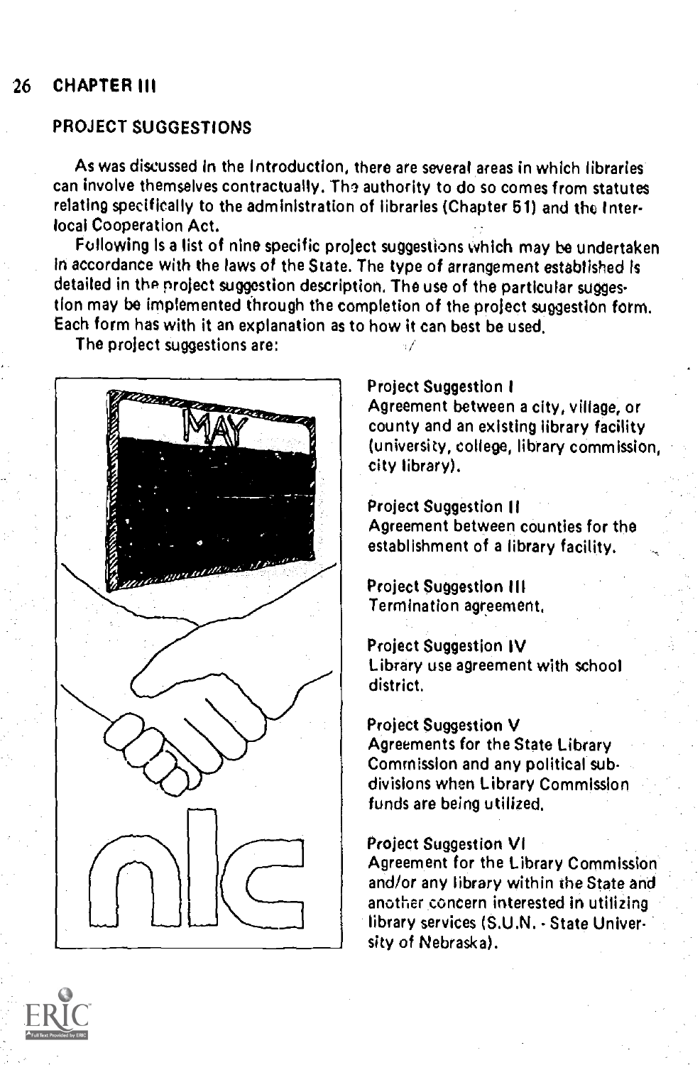## CHAPTER III

### PROJECT SUGGESTIONS

As was discussed in the Introduction, there are several areas in which libraries can involve themselves contractually. The authority to do so comes from statutes relating specifically to the administration of libraries (Chapter 51) and the Interlocal Cooperation Act.

Following is a list of nine specific project suggestions which may be undertaken in accordance with the laws of the State. The type of arrangement established is detailed in the project suggestion description. The use of the particular suggestion may be implemented through the completion of the project suggestion form. Each form has with it an explanation as to how it can best be used.

The project suggestions are:

Project Suggestion I
Agreement between a city, village, or county and an existing library facility (university, college, library commission, city library).

Project Suggestion II
Agreement between counties for the establishment of a library facility.

Project Suggestion III
Termination agreement.

Project Suggestion IV
Library use agreement with school district.

Project Suggestion V
Agreements for the State Library Commission and any political subdivisions when Library Commission funds are being utilized.

Project Suggestion VI
Agreement for the Library Commission and/or any library within the State and another concern interested in utilizing library services (S.U.N. - State University of Nebraska).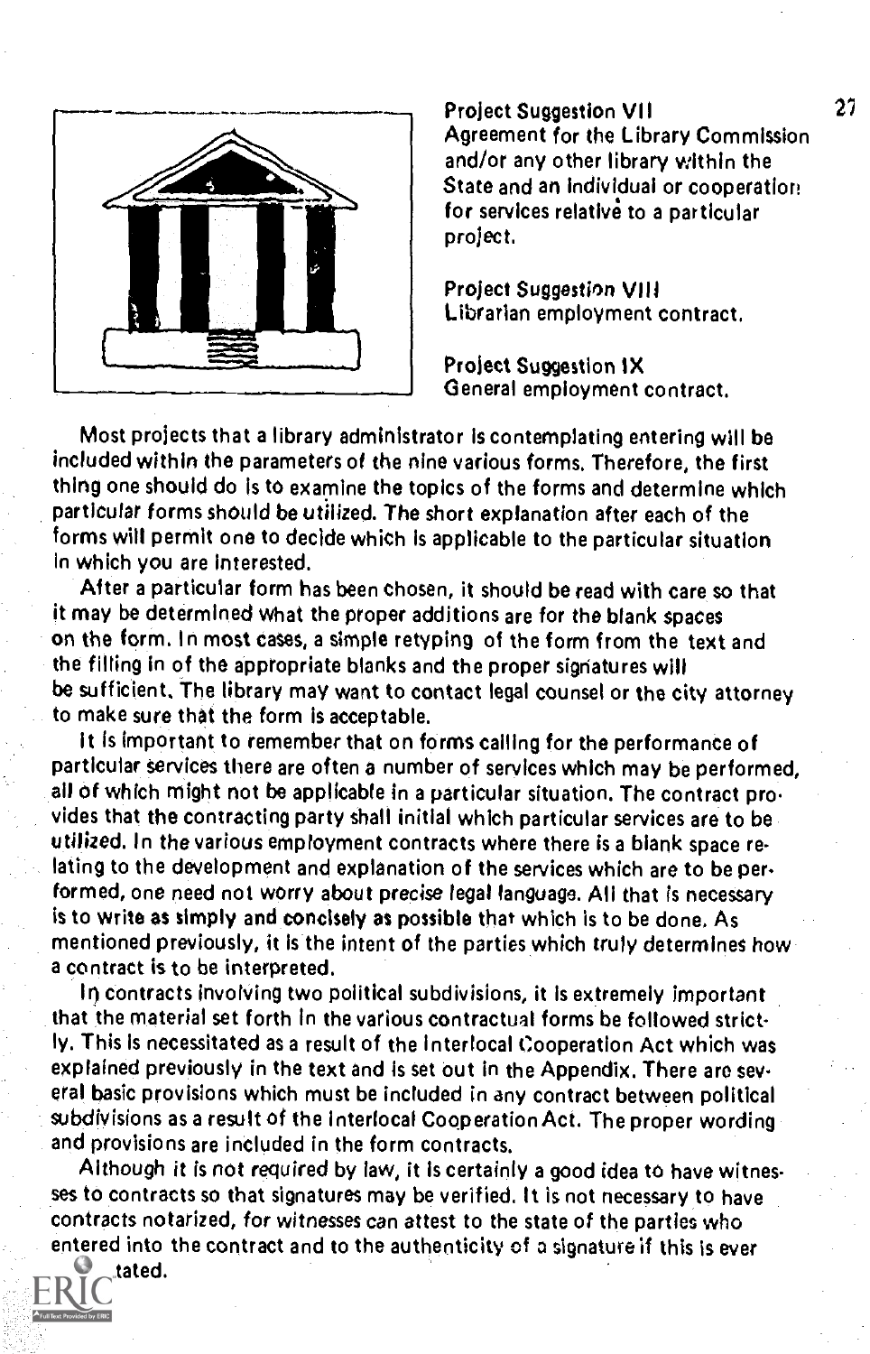**Project Suggestion VII**
Agreement for the Library Commission and/or any other library within the State and an individual or cooperation for services relative to a particular project.

**Project Suggestion VIII**
Librarian employment contract.

**Project Suggestion IX**
General employment contract.

Most projects that a library administrator is contemplating entering will be included within the parameters of the nine various forms. Therefore, the first thing one should do is to examine the topics of the forms and determine which particular forms should be utilized. The short explanation after each of the forms will permit one to decide which is applicable to the particular situation in which you are interested.

After a particular form has been chosen, it should be read with care so that it may be determined what the proper additions are for the blank spaces on the form. In most cases, a simple retyping of the form from the text and the filling in of the appropriate blanks and the proper signatures will be sufficient. The library may want to contact legal counsel or the city attorney to make sure that the form is acceptable.

It is important to remember that on forms calling for the performance of particular services there are often a number of services which may be performed, all of which might not be applicable in a particular situation. The contract provides that the contracting party shall initial which particular services are to be utilized. In the various employment contracts where there is a blank space relating to the development and explanation of the services which are to be performed, one need not worry about precise legal language. All that is necessary is to write as simply and concisely as possible that which is to be done. As mentioned previously, it is the intent of the parties which truly determines how a contract is to be interpreted.

In contracts involving two political subdivisions, it is extremely important that the material set forth in the various contractual forms be followed strictly. This is necessitated as a result of the Interlocal Cooperation Act which was explained previously in the text and is set out in the Appendix. There are several basic provisions which must be included in any contract between political subdivisions as a result of the Interlocal Cooperation Act. The proper wording and provisions are included in the form contracts.

Although it is not required by law, it is certainly a good idea to have witnesses to contracts so that signatures may be verified. It is not necessary to have contracts notarized, for witnesses can attest to the state of the parties who entered into the contract and to the authenticity of a signature if this is ever ...tated.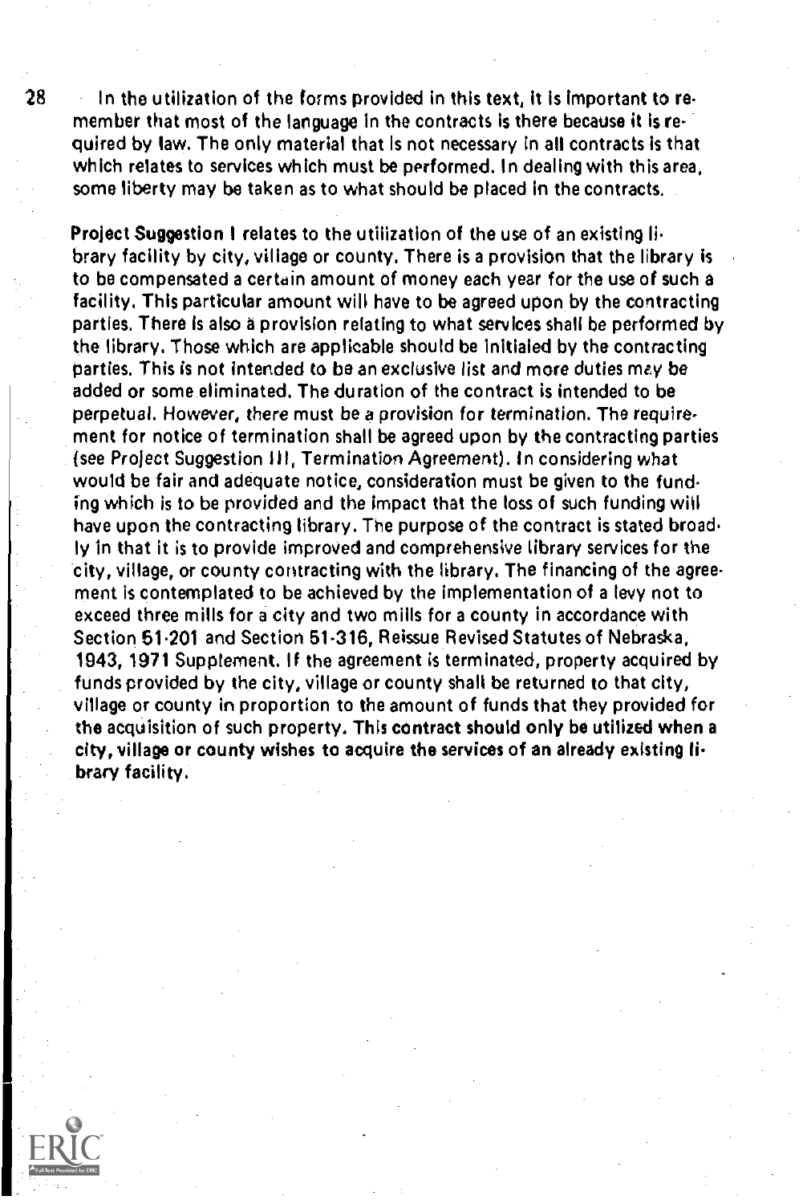In the utilization of the forms provided in this text, it is important to remember that most of the language in the contracts is there because it is required by law. The only material that is not necessary in all contracts is that which relates to services which must be performed. In dealing with this area, some liberty may be taken as to what should be placed in the contracts.

**Project Suggestion I** relates to the utilization of the use of an existing library facility by city, village or county. There is a provision that the library is to be compensated a certain amount of money each year for the use of such a facility. This particular amount will have to be agreed upon by the contracting parties. There is also a provision relating to what services shall be performed by the library. Those which are applicable should be initialed by the contracting parties. This is not intended to be an exclusive list and more duties may be added or some eliminated. The duration of the contract is intended to be perpetual. However, there must be a provision for termination. The requirement for notice of termination shall be agreed upon by the contracting parties (see Project Suggestion III, Termination Agreement). In considering what would be fair and adequate notice, consideration must be given to the funding which is to be provided and the impact that the loss of such funding will have upon the contracting library. The purpose of the contract is stated broadly in that it is to provide improved and comprehensive library services for the city, village, or county contracting with the library. The financing of the agreement is contemplated to be achieved by the implementation of a levy not to exceed three mills for a city and two mills for a county in accordance with Section 51-201 and Section 51-316, Reissue Revised Statutes of Nebraska, 1943, 1971 Supplement. If the agreement is terminated, property acquired by funds provided by the city, village or county shall be returned to that city, village or county in proportion to the amount of funds that they provided for the acquisition of such property. **This contract should only be utilized when a city, village or county wishes to acquire the services of an already existing library facility.**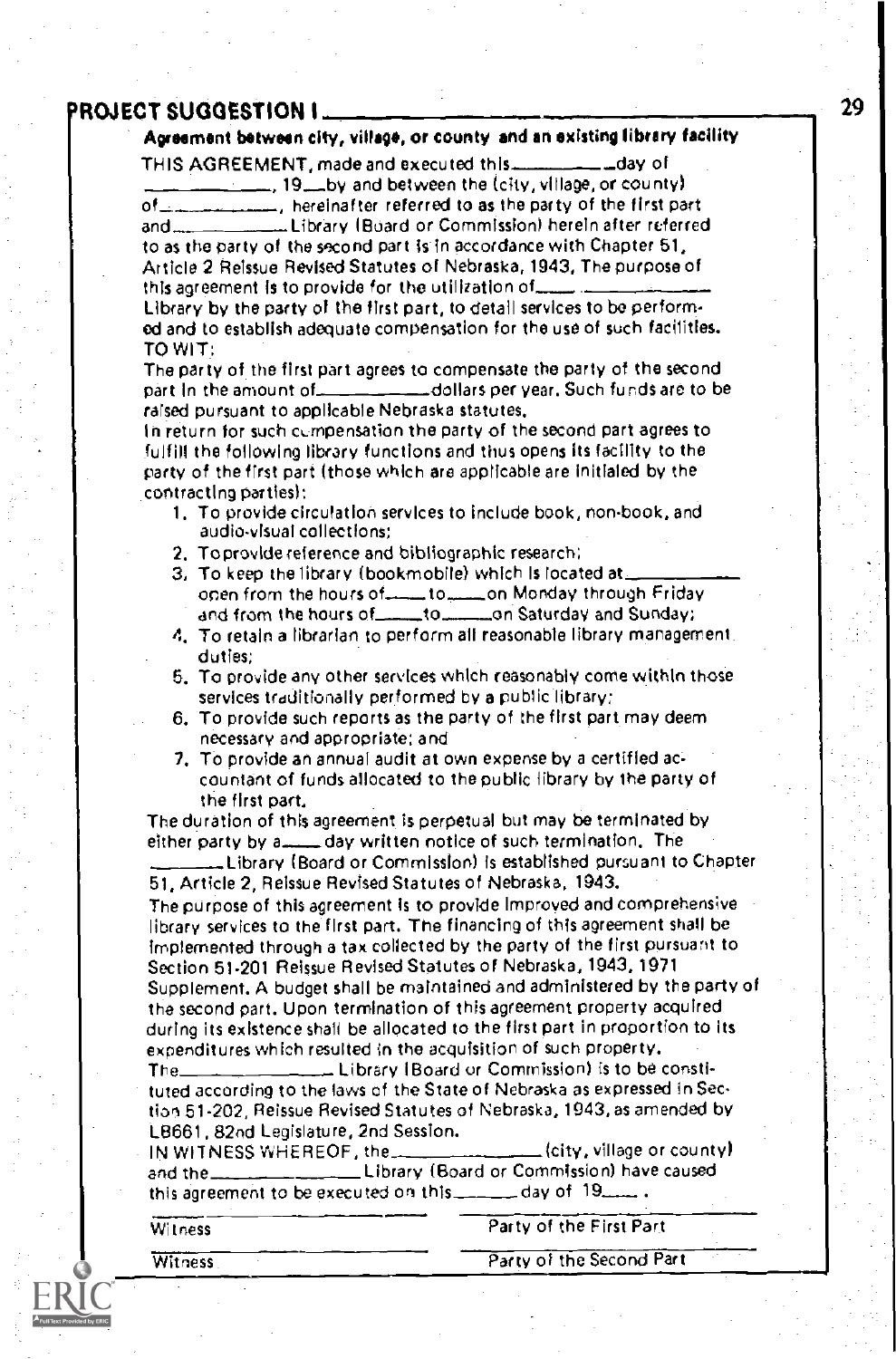## PROJECT SUGGESTION I

**Agreement between city, village, or county and an existing library facility**

THIS AGREEMENT, made and executed this __________ day of __________, 19__ by and between the (city, village, or county) of __________, hereinafter referred to as the party of the first part and __________ Library (Board or Commission) herein after referred to as the party of the second part is in accordance with Chapter 51, Article 2 Reissue Revised Statutes of Nebraska, 1943. The purpose of this agreement is to provide for the utilization of __________ Library by the party of the first part, to detail services to be performed and to establish adequate compensation for the use of such facilities.

TO WIT:

The party of the first part agrees to compensate the party of the second part in the amount of __________ dollars per year. Such funds are to be raised pursuant to applicable Nebraska statutes.

In return for such compensation the party of the second part agrees to fulfill the following library functions and thus opens its facility to the party of the first part (those which are applicable are initialed by the contracting parties):

1. To provide circulation services to include book, non-book, and audio-visual collections;
2. To provide reference and bibliographic research;
3. To keep the library (bookmobile) which is located at __________ open from the hours of ____ to ____ on Monday through Friday and from the hours of ____ to ____ on Saturday and Sunday;
4. To retain a librarian to perform all reasonable library management duties;
5. To provide any other services which reasonably come within those services traditionally performed by a public library;
6. To provide such reports as the party of the first part may deem necessary and appropriate; and
7. To provide an annual audit at own expense by a certified accountant of funds allocated to the public library by the party of the first part.

The duration of this agreement is perpetual but may be terminated by either party by a ____ day written notice of such termination. The __________ Library (Board or Commission) is established pursuant to Chapter 51, Article 2, Reissue Revised Statutes of Nebraska, 1943.

The purpose of this agreement is to provide improved and comprehensive library services to the first part. The financing of this agreement shall be implemented through a tax collected by the party of the first pursuant to Section 51-201 Reissue Revised Statutes of Nebraska, 1943, 1971 Supplement. A budget shall be maintained and administered by the party of the second part. Upon termination of this agreement property acquired during its existence shall be allocated to the first part in proportion to its expenditures which resulted in the acquisition of such property.

The __________ Library (Board or Commission) is to be constituted according to the laws of the State of Nebraska as expressed in Section 51-202, Reissue Revised Statutes of Nebraska, 1943, as amended by LB661, 82nd Legislature, 2nd Session.

IN WITNESS WHEREOF, the __________ (city, village or county) and the __________ Library (Board or Commission) have caused this agreement to be executed on this ______ day of 19____.

| | |
|---|---|
| Witness | Party of the First Part |
| Witness | Party of the Second Part |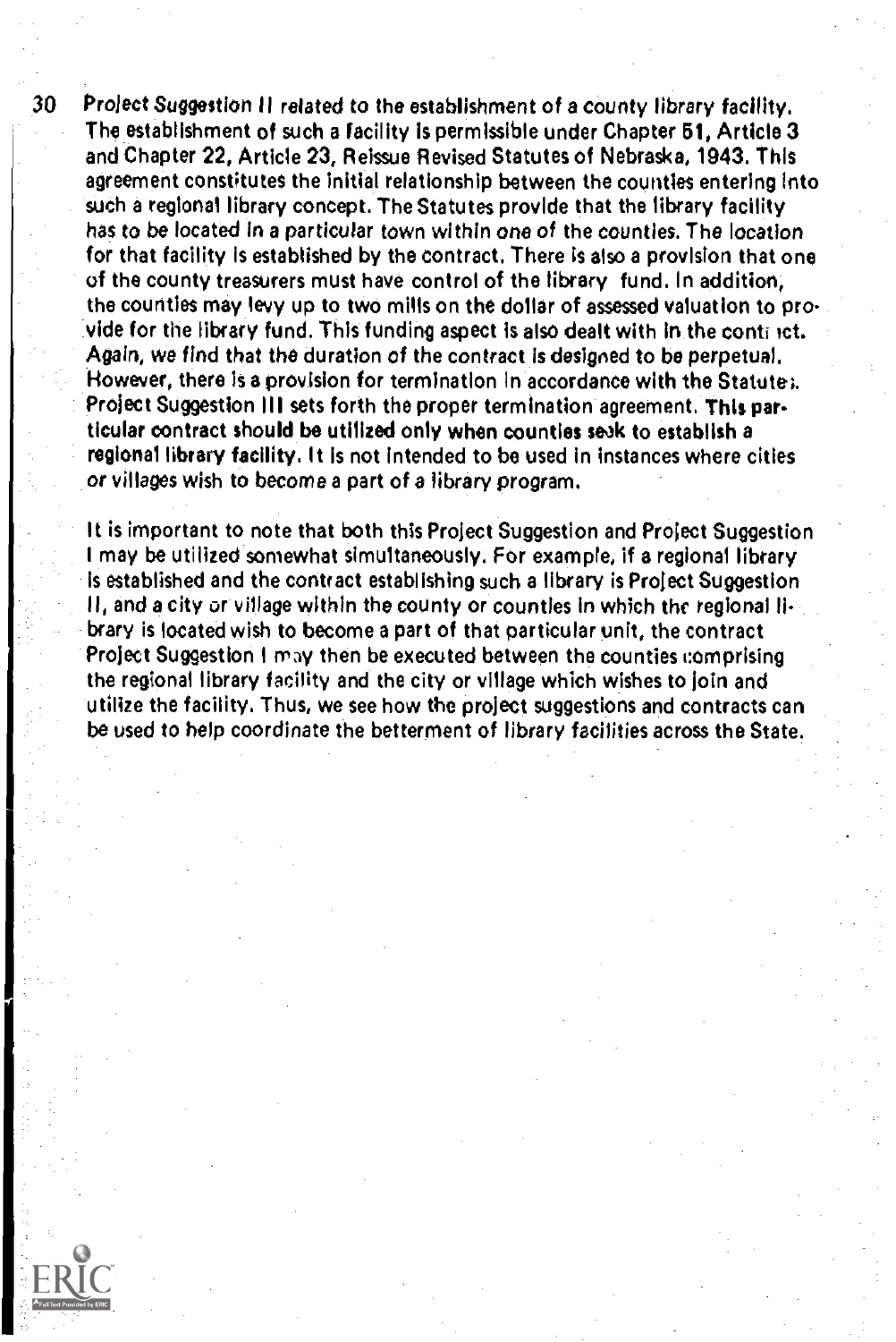30 Project Suggestion II related to the establishment of a county library facility. The establishment of such a facility is permissible under Chapter 51, Article 3 and Chapter 22, Article 23, Reissue Revised Statutes of Nebraska, 1943. This agreement constitutes the initial relationship between the counties entering into such a regional library concept. The Statutes provide that the library facility has to be located in a particular town within one of the counties. The location for that facility is established by the contract. There is also a provision that one of the county treasurers must have control of the library fund. In addition, the counties may levy up to two mills on the dollar of assessed valuation to provide for the library fund. This funding aspect is also dealt with in the contract. Again, we find that the duration of the contract is designed to be perpetual. However, there is a provision for termination in accordance with the Statutes. Project Suggestion III sets forth the proper termination agreement. **This particular contract should be utilized only when counties seek to establish a regional library facility.** It is not intended to be used in instances where cities or villages wish to become a part of a library program.

It is important to note that both this Project Suggestion and Project Suggestion I may be utilized somewhat simultaneously. For example, if a regional library is established and the contract establishing such a library is Project Suggestion II, and a city or village within the county or counties in which the regional library is located wish to become a part of that particular unit, the contract Project Suggestion I may then be executed between the counties comprising the regional library facility and the city or village which wishes to join and utilize the facility. Thus, we see how the project suggestions and contracts can be used to help coordinate the betterment of library facilities across the State.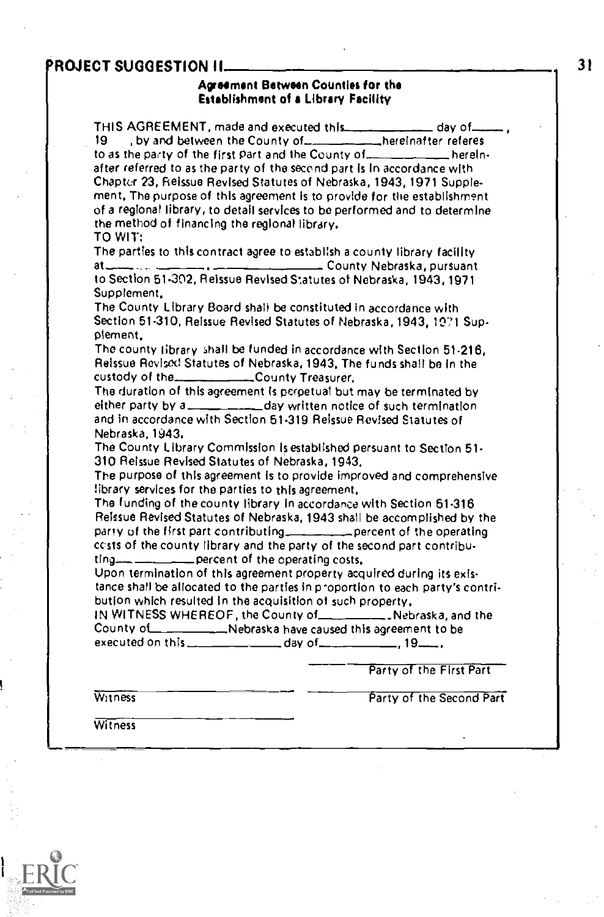## PROJECT SUGGESTION II

### Agreement Between Counties for the Establishment of a Library Facility

THIS AGREEMENT, made and executed this_____________ day of_____, 19 , by and between the County of___________hereinafter referes to as the party of the first part and the County of___________ hereinafter referred to as the party of the second part is in accordance with Chapter 23, Reissue Revised Statutes of Nebraska, 1943, 1971 Supplement. The purpose of this agreement is to provide for the establishment of a regional library, to detail services to be performed and to determine the method of financing the regional library.

TO WIT:

The parties to this contract agree to establish a county library facility at_____ _______, _______________ County Nebraska, pursuant to Section 51-302, Reissue Revised Statutes of Nebraska, 1943, 1971 Supplement.

The County Library Board shall be constituted in accordance with Section 51-310, Reissue Revised Statutes of Nebraska, 1943, 1971 Supplement.

The county library shall be funded in accordance with Section 51-216, Reissue Revised Statutes of Nebraska, 1943. The funds shall be in the custody of the___________County Treasurer.

The duration of this agreement is perpetual but may be terminated by either party by a___________day written notice of such termination and in accordance with Section 51-319 Reissue Revised Statutes of Nebraska, 1943.

The County Library Commission is established persuant to Section 51-310 Reissue Revised Statutes of Nebraska, 1943.

The purpose of this agreement is to provide improved and comprehensive library services for the parties to this agreement.

The funding of the county library in accordance with Section 51-316 Reissue Revised Statutes of Nebraska, 1943 shall be accomplished by the party of the first part contributing_________percent of the operating costs of the county library and the party of the second part contributing_____ _______percent of the operating costs.

Upon termination of this agreement property acquired during its existance shall be allocated to the parties in proportion to each party's contribution which resulted in the acquisition of such property.

IN WITNESS WHEREOF, the County of__________Nebraska, and the County of__________Nebraska have caused this agreement to be executed on this_____________ day of___________, 19____.

_________________________
Party of the First Part

_________________________
Witness

_________________________
Party of the Second Part

_________________________
Witness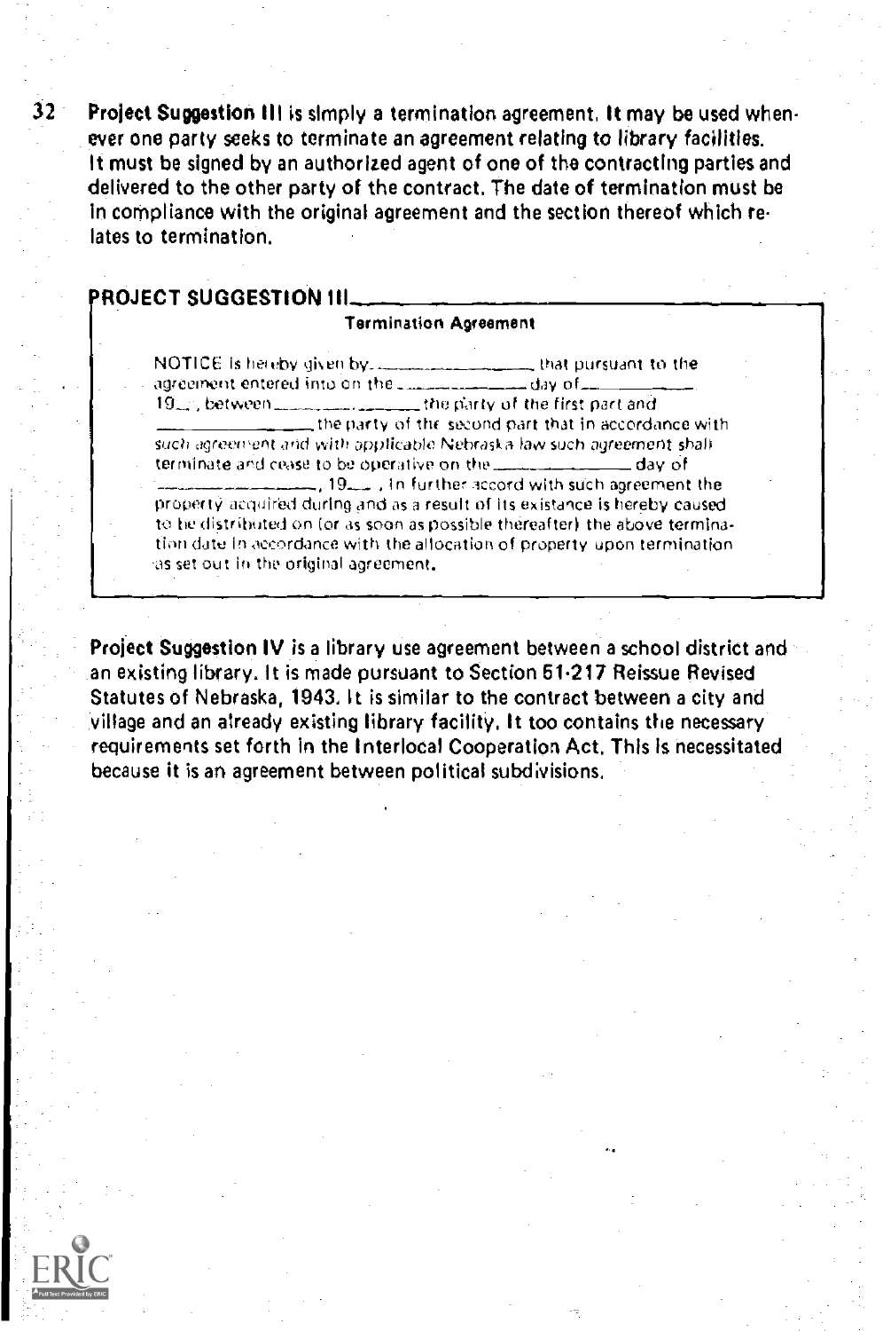**Project Suggestion III** is simply a termination agreement. It may be used whenever one party seeks to terminate an agreement relating to library facilities. It must be signed by an authorized agent of one of the contracting parties and delivered to the other party of the contract. The date of termination must be in compliance with the original agreement and the section thereof which relates to termination.

## PROJECT SUGGESTION III

### Termination Agreement

NOTICE is hereby given by ________________ that pursuant to the agreement entered into on the ____________ day of __________ 19__, between ________________ the party of the first part and ________________ the party of the second part that in accordance with such agreement and with applicable Nebraska law such agreement shall terminate and cease to be operative on the ____________ day of ________________, 19__ , in further accord with such agreement the property acquired during and as a result of its existance is hereby caused to be distributed on (or as soon as possible thereafter) the above termination date in accordance with the allocation of property upon termination as set out in the original agreement.

**Project Suggestion IV** is a library use agreement between a school district and an existing library. It is made pursuant to Section 51-217 Reissue Revised Statutes of Nebraska, 1943. It is similar to the contract between a city and village and an already existing library facility. It too contains the necessary requirements set forth in the Interlocal Cooperation Act. This is necessitated because it is an agreement between political subdivisions.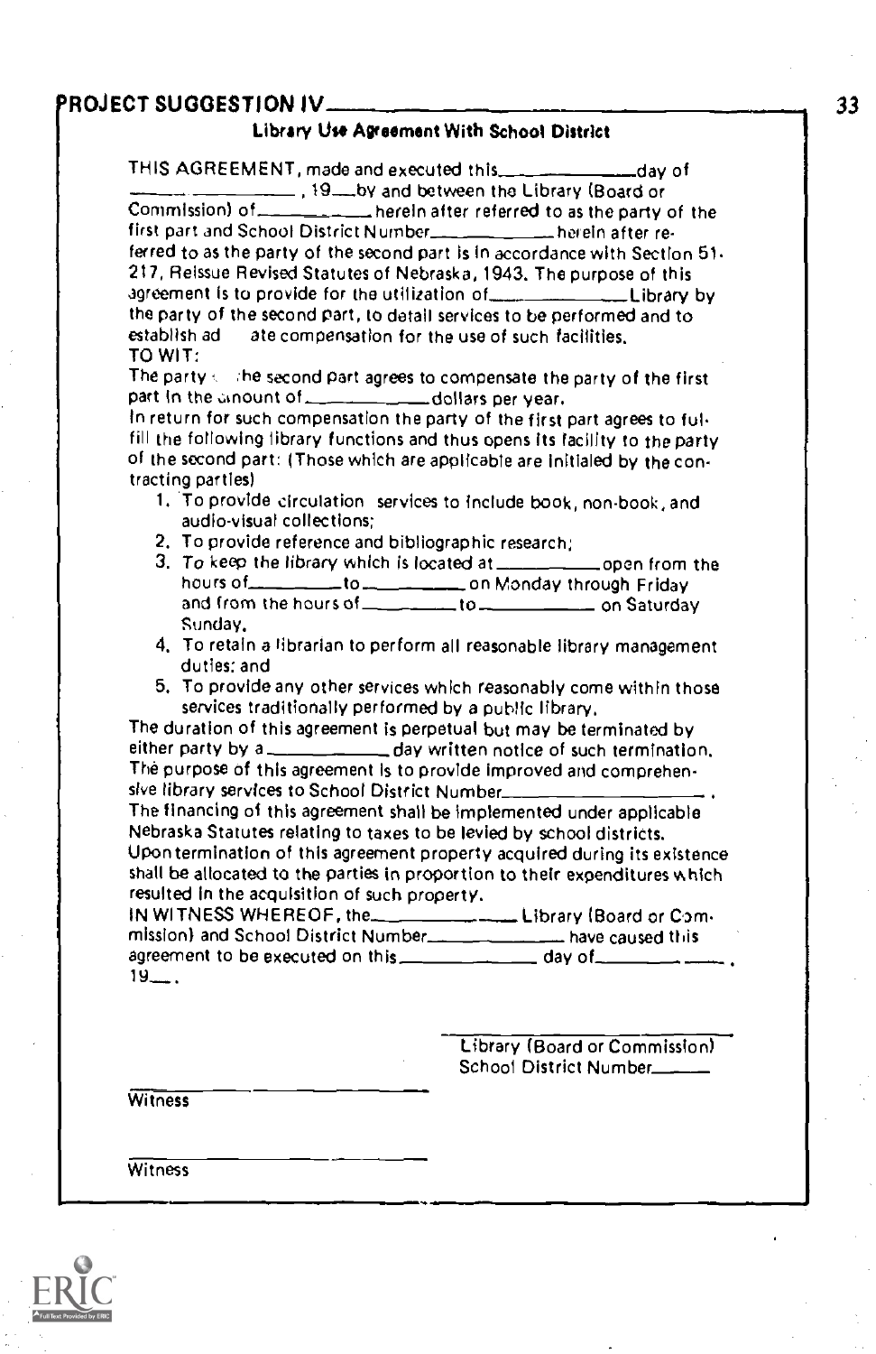## PROJECT SUGGESTION IV

### Library Use Agreement With School District

THIS AGREEMENT, made and executed this \_\_\_\_\_\_\_\_\_\_\_\_\_\_ day of \_\_\_\_\_\_ \_\_\_\_\_\_\_\_\_\_\_\_, 19\_\_\_ by and between the Library (Board or Commission) of \_\_\_\_\_\_\_\_\_\_ herein after referred to as the party of the first part and School District Number \_\_\_\_\_\_\_\_\_\_\_\_ herein after referred to as the party of the second part is in accordance with Section 51-217, Reissue Revised Statutes of Nebraska, 1943. The purpose of this agreement is to provide for the utilization of \_\_\_\_\_\_\_\_\_\_\_\_\_\_ Library by the party of the second part, to detail services to be performed and to establish ad ate compensation for the use of such facilities.

TO WIT:

The party the second part agrees to compensate the party of the first part in the amount of \_\_\_\_\_\_\_\_\_\_\_\_ dollars per year.

In return for such compensation the party of the first part agrees to fulfill the following library functions and thus opens its facility to the party of the second part: (Those which are applicable are initialed by the contracting parties)

1. To provide circulation services to include book, non-book, and audio-visual collections;
2. To provide reference and bibliographic research;
3. To keep the library which is located at \_\_\_\_\_\_\_\_\_\_\_ open from the hours of \_\_\_\_\_\_\_\_\_\_ to \_\_\_\_\_\_\_\_\_\_ on Monday through Friday and from the hours of \_\_\_\_\_\_\_\_\_\_ to \_\_\_\_\_\_\_\_\_\_\_\_ on Saturday Sunday.
4. To retain a librarian to perform all reasonable library management duties: and
5. To provide any other services which reasonably come within those services traditionally performed by a public library.

The duration of this agreement is perpetual but may be terminated by either party by a \_\_\_\_\_\_\_\_\_\_\_\_ day written notice of such termination.

The purpose of this agreement is to provide improved and comprehensive library services to School District Number \_\_\_\_\_\_\_\_\_\_\_\_\_\_\_\_\_\_\_\_.

The financing of this agreement shall be implemented under applicable Nebraska Statutes relating to taxes to be levied by school districts.

Upon termination of this agreement property acquired during its existence shall be allocated to the parties in proportion to their expenditures which resulted in the acquisition of such property.

IN WITNESS WHEREOF, the \_\_\_\_\_\_\_\_\_\_\_\_\_ Library (Board or Commission) and School District Number \_\_\_\_\_\_\_\_\_\_\_\_\_\_ have caused this agreement to be executed on this \_\_\_\_\_\_\_\_\_\_\_\_\_\_ day of \_\_\_\_\_\_\_\_\_ \_\_\_\_\_, 19\_\_\_.

\_\_\_\_\_\_\_\_\_\_\_\_\_\_\_\_\_\_\_\_\_\_\_\_\_\_\_\_\_\_
Library (Board or Commission)
School District Number \_\_\_\_\_\_

\_\_\_\_\_\_\_\_\_\_\_\_\_\_\_\_\_\_\_\_\_\_\_\_\_\_\_\_\_\_
Witness

\_\_\_\_\_\_\_\_\_\_\_\_\_\_\_\_\_\_\_\_\_\_\_\_\_\_\_\_\_\_
Witness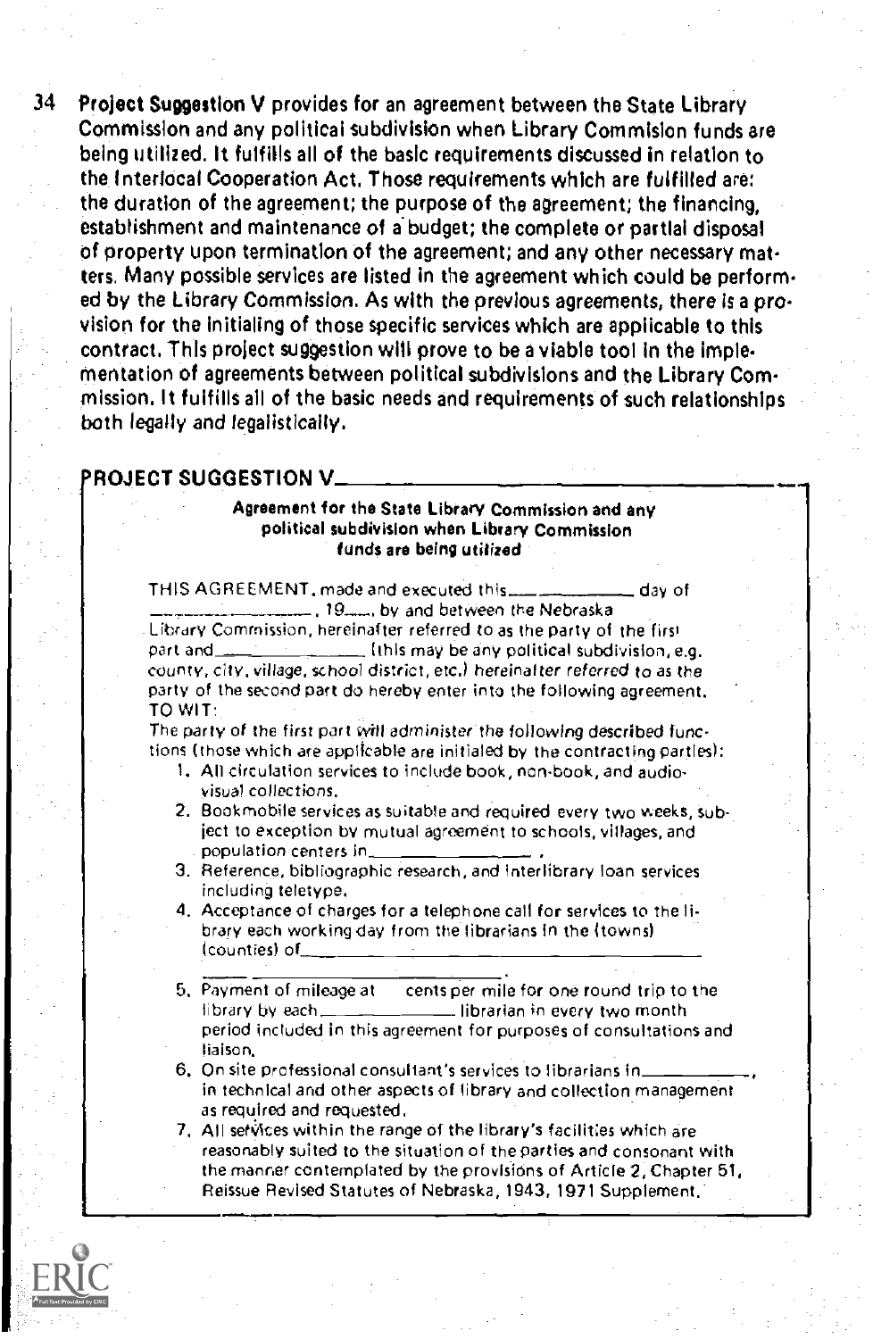Project Suggestion V provides for an agreement between the State Library Commission and any political subdivision when Library Commision funds are being utilized. It fulfills all of the basic requirements discussed in relation to the Interlocal Cooperation Act. Those requirements which are fulfilled are: the duration of the agreement; the purpose of the agreement; the financing, establishment and maintenance of a budget; the complete or partial disposal of property upon termination of the agreement; and any other necessary matters. Many possible services are listed in the agreement which could be performed by the Library Commission. As with the previous agreements, there is a provision for the initialing of those specific services which are applicable to this contract. This project suggestion will prove to be a viable tool in the implementation of agreements between political subdivisions and the Library Commission. It fulfills all of the basic needs and requirements of such relationships both legally and legalistically.

## PROJECT SUGGESTION V

**Agreement for the State Library Commission and any political subdivision when Library Commission funds are being utilized**

THIS AGREEMENT, made and executed this_____________ day of ___________________, 19____, by and between the Nebraska Library Commission, hereinafter referred to as the party of the first part and_______________ (this may be any political subdivision, e.g. county, city, village, school district, etc.) hereinafter referred to as the party of the second part do hereby enter into the following agreement. TO WIT:

The party of the first part will administer the following described functions (those which are applicable are initialed by the contracting parties):

1. All circulation services to include book, non-book, and audio-visual collections.
2. Bookmobile services as suitable and required every two weeks, subject to exception by mutual agreement to schools, villages, and population centers in_______________ .
3. Reference, bibliographic research, and interlibrary loan services including teletype.
4. Acceptance of charges for a telephone call for services to the library each working day from the librarians in the (towns) (counties) of________________________________________________ ________________________________.
5. Payment of mileage at ____ cents per mile for one round trip to the library by each_____________ librarian in every two month period included in this agreement for purposes of consultations and liaison.
6. On site professional consultant's services to librarians in____________, in technical and other aspects of library and collection management as required and requested.
7. All services within the range of the library's facilities which are reasonably suited to the situation of the parties and consonant with the manner contemplated by the provisions of Article 2, Chapter 51, Reissue Revised Statutes of Nebraska, 1943, 1971 Supplement.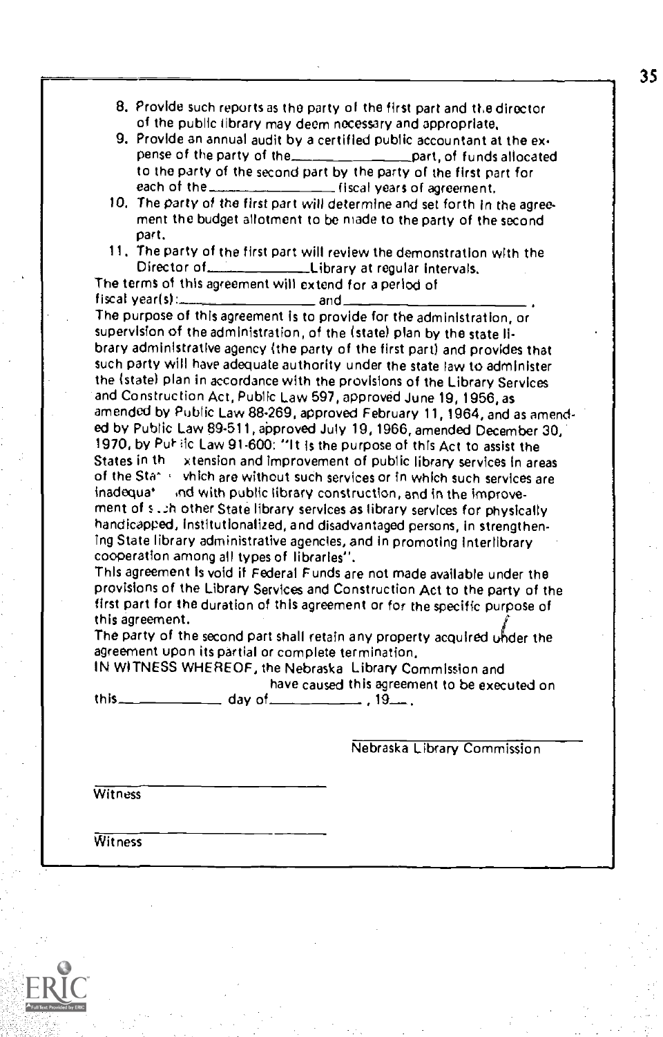8. Provide such reports as the party of the first part and the director of the public library may deem necessary and appropriate.
9. Provide an annual audit by a certified public accountant at the expense of the party of the ______________ part, of funds allocated to the party of the second part by the party of the first part for each of the ______________ fiscal years of agreement.
10. The party of the first part will determine and set forth in the agreement the budget allotment to be made to the party of the second part.
11. The party of the first part will review the demonstration with the Director of ______________ Library at regular intervals.

The terms of this agreement will extend for a period of fiscal year(s): ______________ and ______________.

The purpose of this agreement is to provide for the administration, or supervision of the administration, of the (state) plan by the state library administrative agency (the party of the first part) and provides that such party will have adequate authority under the state law to administer the (state) plan in accordance with the provisions of the Library Services and Construction Act, Public Law 597, approved June 19, 1956, as amended by Public Law 88-269, approved February 11, 1964, and as amended by Public Law 89-511, approved July 19, 1966, amended December 30, 1970, by Public Law 91-600: "It is the purpose of this Act to assist the States in the extension and improvement of public library services in areas of the State which are without such services or in which such services are inadequate and with public library construction, and in the improvement of such other State library services as library services for physically handicapped, institutionalized, and disadvantaged persons, in strengthening State library administrative agencies, and in promoting interlibrary cooperation among all types of libraries".

This agreement is void if Federal Funds are not made available under the provisions of the Library Services and Construction Act to the party of the first part for the duration of this agreement or for the specific purpose of this agreement.

The party of the second part shall retain any property acquired under the agreement upon its partial or complete termination.

IN WITNESS WHEREOF, the Nebraska Library Commission and ______________ have caused this agreement to be executed on this ______________ day of ______________, 19___.

______________________________
Nebraska Library Commission

______________________________
Witness

______________________________
Witness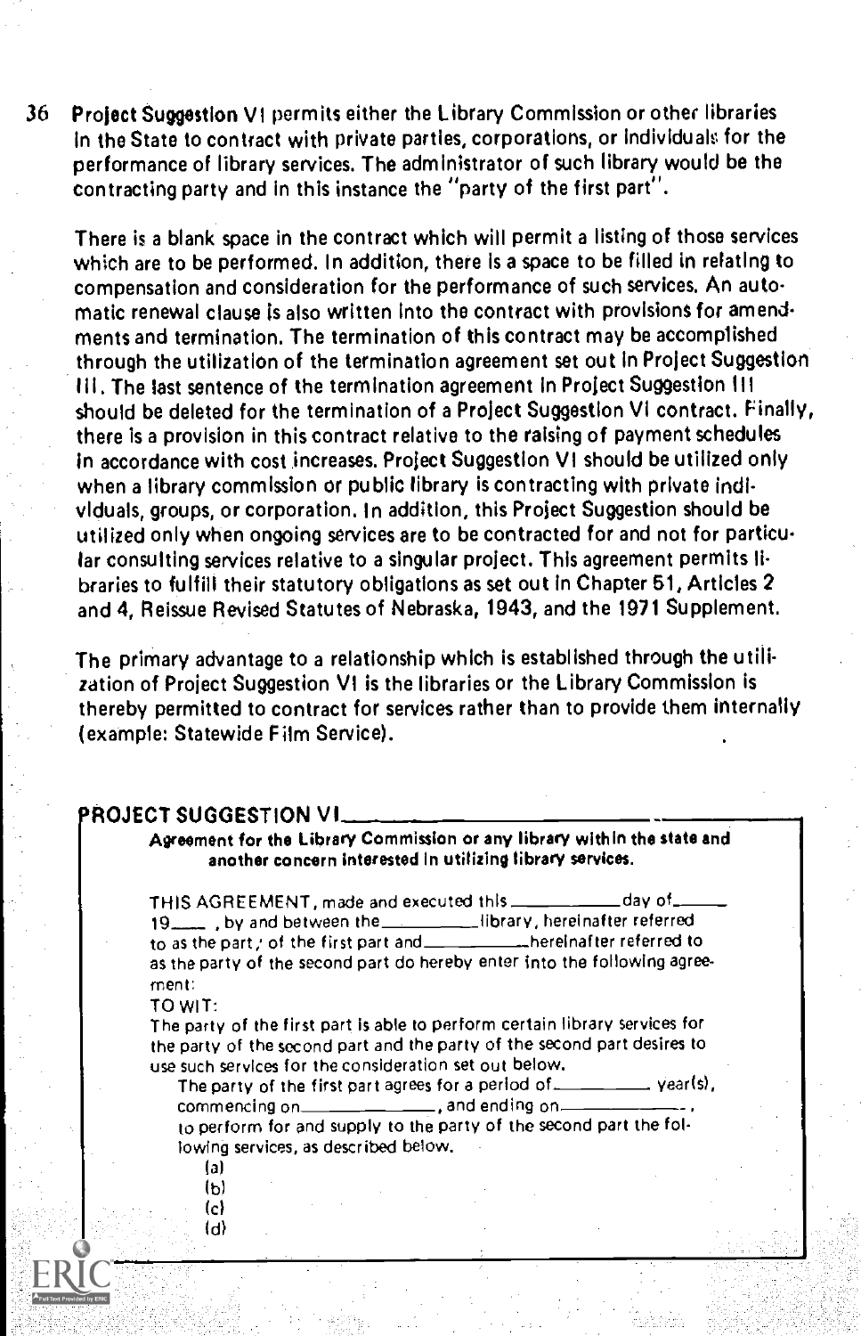36 Project Suggestion VI permits either the Library Commission or other libraries in the State to contract with private parties, corporations, or individuals for the performance of library services. The administrator of such library would be the contracting party and in this instance the "party of the first part".

There is a blank space in the contract which will permit a listing of those services which are to be performed. In addition, there is a space to be filled in relating to compensation and consideration for the performance of such services. An automatic renewal clause is also written into the contract with provisions for amendments and termination. The termination of this contract may be accomplished through the utilization of the termination agreement set out in Project Suggestion III. The last sentence of the termination agreement in Project Suggestion III should be deleted for the termination of a Project Suggestion VI contract. Finally, there is a provision in this contract relative to the raising of payment schedules in accordance with cost increases. Project Suggestion VI should be utilized only when a library commission or public library is contracting with private individuals, groups, or corporation. In addition, this Project Suggestion should be utilized only when ongoing services are to be contracted for and not for particular consulting services relative to a singular project. This agreement permits libraries to fulfill their statutory obligations as set out in Chapter 51, Articles 2 and 4, Reissue Revised Statutes of Nebraska, 1943, and the 1971 Supplement.

The primary advantage to a relationship which is established through the utilization of Project Suggestion VI is the libraries or the Library Commission is thereby permitted to contract for services rather than to provide them internally (example: Statewide Film Service).

## PROJECT SUGGESTION VI

**Agreement for the Library Commission or any library within the state and another concern interested in utilizing library services.**

THIS AGREEMENT, made and executed this __________ day of ______ 19____ , by and between the __________ library, hereinafter referred to as the party of the first part and __________ hereinafter referred to as the party of the second part do hereby enter into the following agreement:

TO WIT:

The party of the first part is able to perform certain library services for the party of the second part and the party of the second part desires to use such services for the consideration set out below.

The party of the first part agrees for a period of __________ year(s), commencing on ______________, and ending on ______________, to perform for and supply to the party of the second part the following services, as described below.

(a)

(b)

(c)

(d)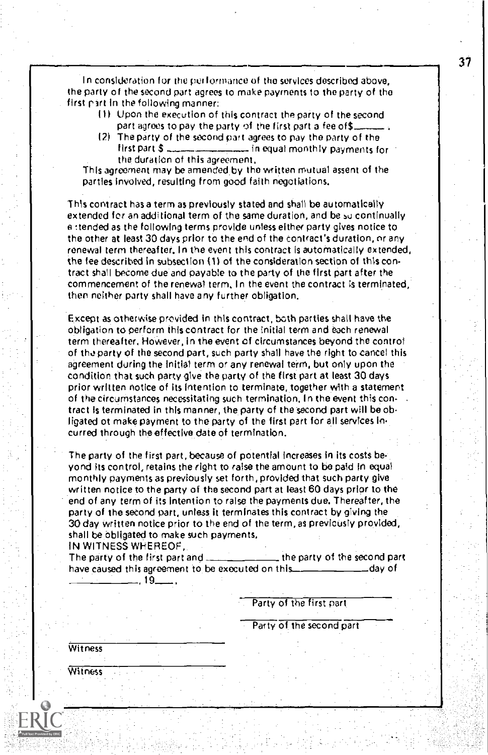In consideration for the performance of the services described above, the party of the second part agrees to make payments to the party of the first part in the following manner:

(1) Upon the execution of this contract the party of the second part agrees to pay the party of the first part a fee of$\_\_\_\_\_\_ .

(2) The party of the second part agrees to pay the party of the first part $ \_\_\_\_\_\_\_\_\_\_\_\_\_\_ in equal monthly payments for the duration of this agreement.

This agreement may be amended by the written mutual assent of the parties involved, resulting from good faith negotiations.

This contract has a term as previously stated and shall be automatically extended for an additional term of the same duration, and be so continually extended as the following terms provide unless either party gives notice to the other at least 30 days prior to the end of the contract's duration, or any renewal term thereafter. In the event this contract is automatically extended, the fee described in subsection (1) of the consideration section of this contract shall become due and payable to the party of the first part after the commencement of the renewal term. In the event the contract is terminated, then neither party shall have any further obligation.

Except as otherwise provided in this contract, both parties shall have the obligation to perform this contract for the initial term and each renewal term thereafter. However, in the event of circumstances beyond the control of the party of the second part, such party shall have the right to cancel this agreement during the initial term or any renewal term, but only upon the condition that such party give the party of the first part at least 30 days prior written notice of its intention to terminate, together with a statement of the circumstances necessitating such termination. In the event this contract is terminated in this manner, the party of the second part will be obligated ot make payment to the party of the first part for all services incurred through the effective date of termination.

The party of the first part, because of potential increases in its costs beyond its control, retains the right to raise the amount to be paid in equal monthly payments as previously set forth, provided that such party give written notice to the party of the second part at least 60 days prior to the end of any term of its intention to raise the payments due. Thereafter, the party of the second part, unless it terminates this contract by giving the 30 day written notice prior to the end of the term, as previously provided, shall be obligated to make such payments.

IN WITNESS WHEREOF,

The party of the first part and \_\_\_\_\_\_\_\_\_\_\_\_\_\_ the party of the second part have caused this agreement to be executed on this\_\_\_\_\_\_\_\_\_\_\_\_\_\_day of \_\_\_\_\_\_\_\_\_\_\_\_\_\_, 19\_\_\_\_.

\_\_\_\_\_\_\_\_\_\_\_\_\_\_\_\_\_\_\_\_\_\_\_\_
Party of the first part

\_\_\_\_\_\_\_\_\_\_\_\_\_\_\_\_\_\_\_\_\_\_\_\_
Party of the second part

\_\_\_\_\_\_\_\_\_\_\_\_\_\_\_\_\_\_\_\_\_\_\_\_
Witness

\_\_\_\_\_\_\_\_\_\_\_\_\_\_\_\_\_\_\_\_\_\_\_\_
Witness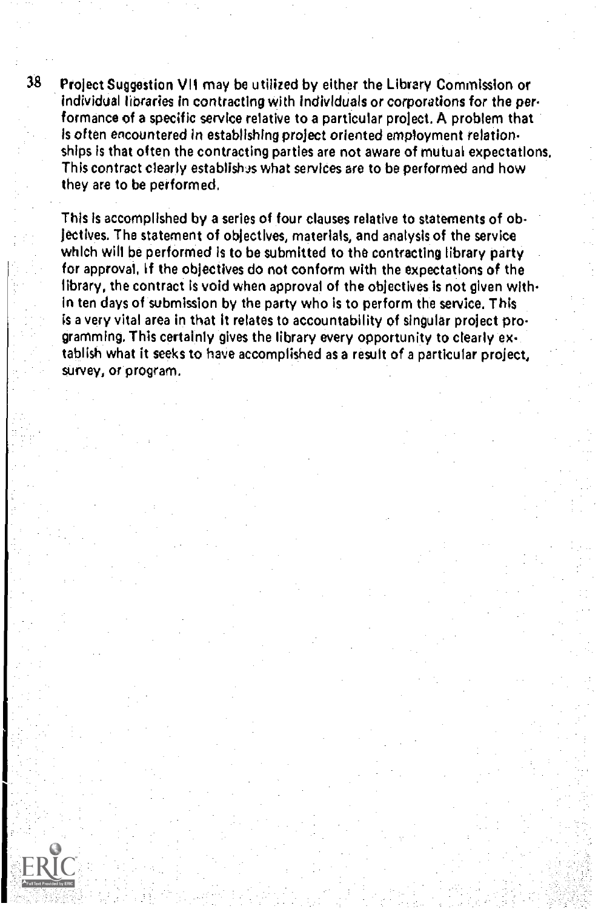Project Suggestion VII may be utilized by either the Library Commission or individual libraries in contracting with individuals or corporations for the performance of a specific service relative to a particular project. A problem that is often encountered in establishing project oriented employment relationships is that often the contracting parties are not aware of mutual expectations. This contract clearly establishes what services are to be performed and how they are to be performed.

This is accomplished by a series of four clauses relative to statements of objectives. The statement of objectives, materials, and analysis of the service which will be performed is to be submitted to the contracting library party for approval. If the objectives do not conform with the expectations of the library, the contract is void when approval of the objectives is not given within ten days of submission by the party who is to perform the service. This is a very vital area in that it relates to accountability of singular project programming. This certainly gives the library every opportunity to clearly extablish what it seeks to have accomplished as a result of a particular project, survey, or program.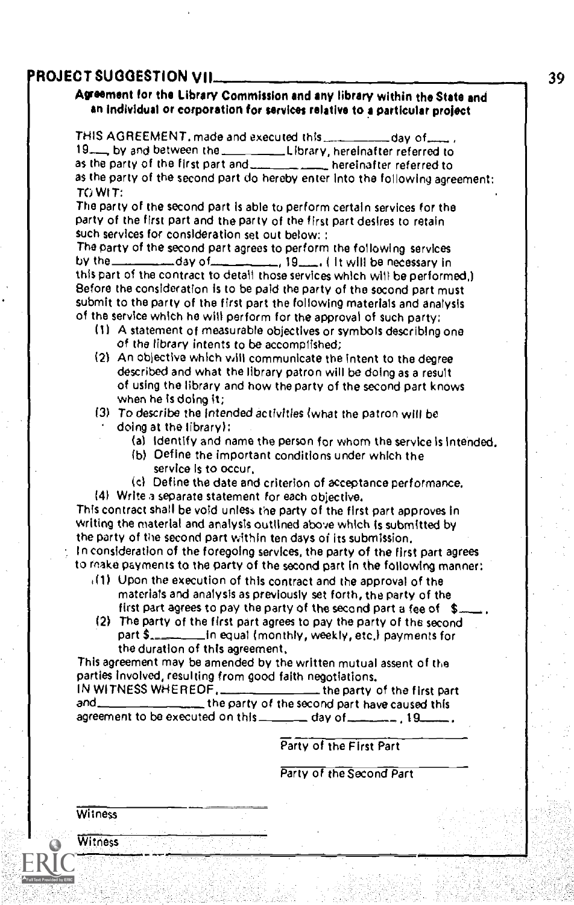## PROJECT SUGGESTION VII

**Agreement for the Library Commission and any library within the State and an individual or corporation for services relative to a particular project**

THIS AGREEMENT, made and executed this __________ day of ____, 19___, by and between the __________ Library, hereinafter referred to as the party of the first part and __________ hereinafter referred to as the party of the second part do hereby enter into the following agreement: TO WIT:

The party of the second part is able to perform certain services for the party of the first part and the party of the first part desires to retain such services for consideration set out below: :

The party of the second part agrees to perform the following services by the __________ day of __________, 19___. ( It will be necessary in this part of the contract to detail those services which will be performed.)

Before the consideration is to be paid the party of the second part must submit to the party of the first part the following materials and analysis of the service which he will perform for the approval of such party:

(1) A statement of measurable objectives or symbols describing one of the library intents to be accomplished;

(2) An objective which will communicate the intent to the degree described and what the library patron will be doing as a result of using the library and how the party of the second part knows when he is doing it;

(3) To describe the intended activities (what the patron will be doing at the library):

  (a) Identify and name the person for whom the service is intended.

  (b) Define the important conditions under which the service is to occur.

  (c) Define the date and criterion of acceptance performance.

(4) Write a separate statement for each objective.

This contract shall be void unless the party of the first part approves in writing the material and analysis outlined above which is submitted by the party of the second part within ten days of its submission.

In consideration of the foregoing services, the party of the first part agrees to make payments to the party of the second part in the following manner:

(1) Upon the execution of this contract and the approval of the materials and analysis as previously set forth, the party of the first part agrees to pay the party of the second part a fee of $____.

(2) The party of the first part agrees to pay the party of the second part $__________ in equal (monthly, weekly, etc.) payments for the duration of this agreement.

This agreement may be amended by the written mutual assent of the parties involved, resulting from good faith negotiations.

IN WITNESS WHEREOF, __________ the party of the first part and __________ the party of the second part have caused this agreement to be executed on this ________ day of ________, 19_____.

______________________________
Party of the First Part

______________________________
Party of the Second Part

______________________________
Witness

______________________________
Witness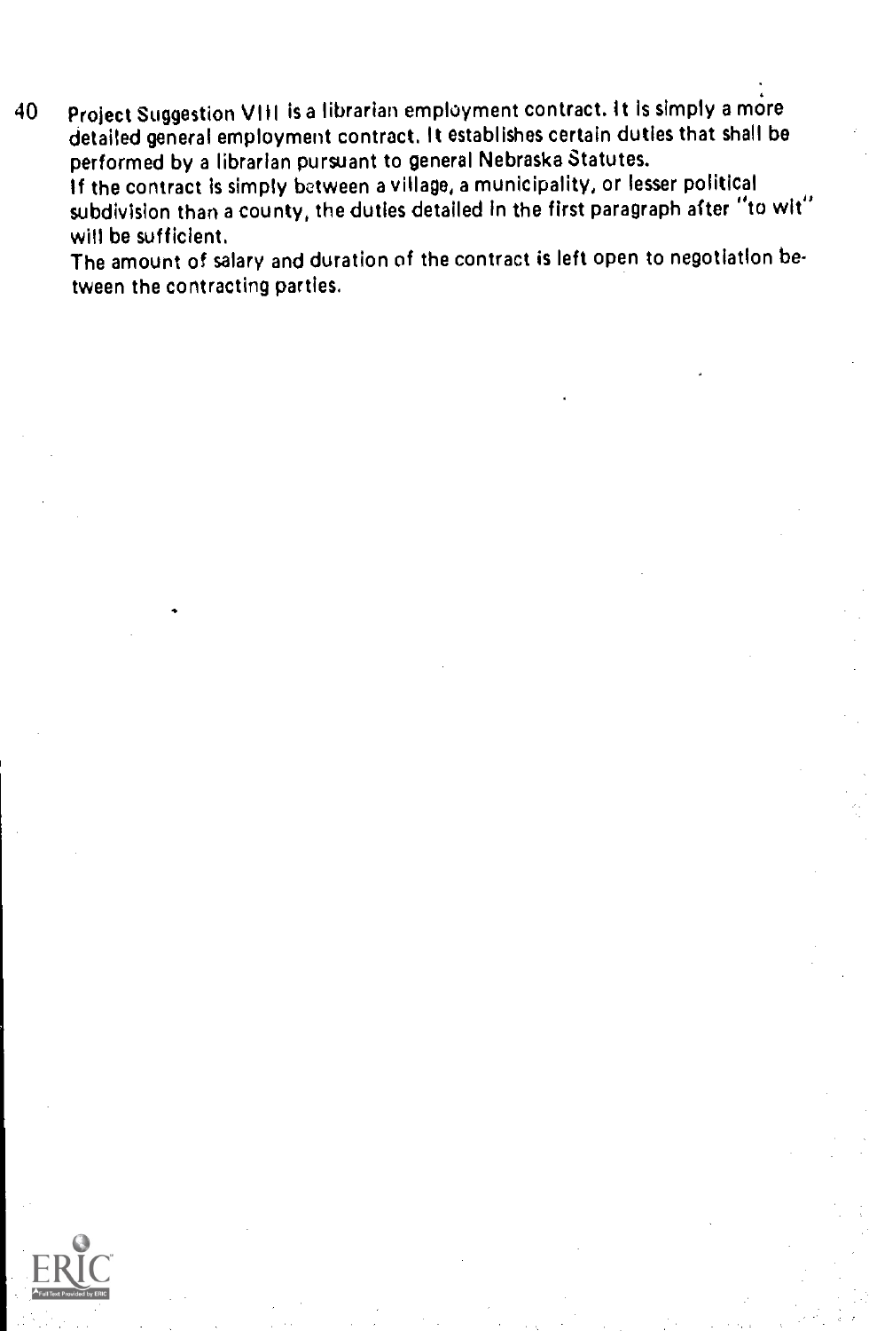40 Project Suggestion VIII is a librarian employment contract. It is simply a more detailed general employment contract. It establishes certain duties that shall be performed by a librarian pursuant to general Nebraska Statutes.

If the contract is simply between a village, a municipality, or lesser political subdivision than a county, the duties detailed in the first paragraph after "to wit" will be sufficient.

The amount of salary and duration of the contract is left open to negotiation between the contracting parties.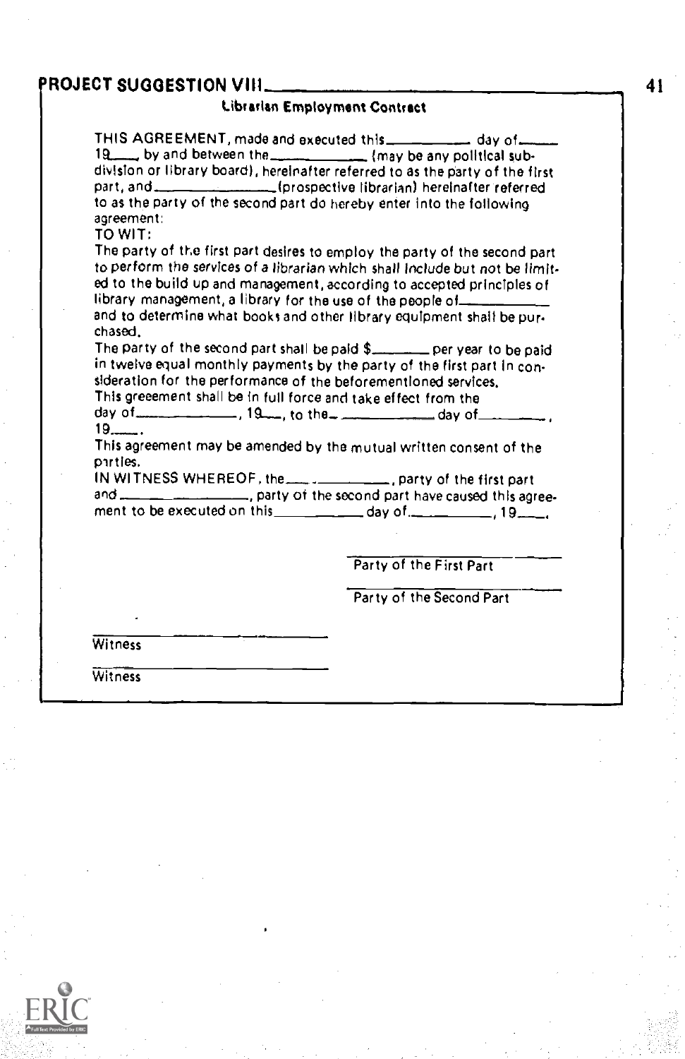## PROJECT SUGGESTION VIII

### Librarian Employment Contract

THIS AGREEMENT, made and executed this__________ day of______ 19____, by and between the____________ (may be any political subdivision or library board), hereinafter referred to as the party of the first part, and______________ (prospective librarian) hereinafter referred to as the party of the second part do hereby enter into the following agreement:

TO WIT:

The party of the first part desires to employ the party of the second part to perform the services of a librarian which shall include but not be limited to the build up and management, according to accepted principles of library management, a library for the use of the people of__________ and to determine what books and other library equipment shall be purchased.

The party of the second part shall be paid $________ per year to be paid in twelve equal monthly payments by the party of the first part in consideration for the performance of the beforementioned services.

This greeement shall be in full force and take effect from the day of____________, 19___, to the____________ day of__________, 19____.

This agreement may be amended by the mutual written consent of the parties.

IN WITNESS WHEREOF, the______________, party of the first part and______________, party of the second part have caused this agreement to be executed on this__________ day of__________, 19____.

______________________
Party of the First Part

______________________
Party of the Second Part

______________________
Witness

______________________
Witness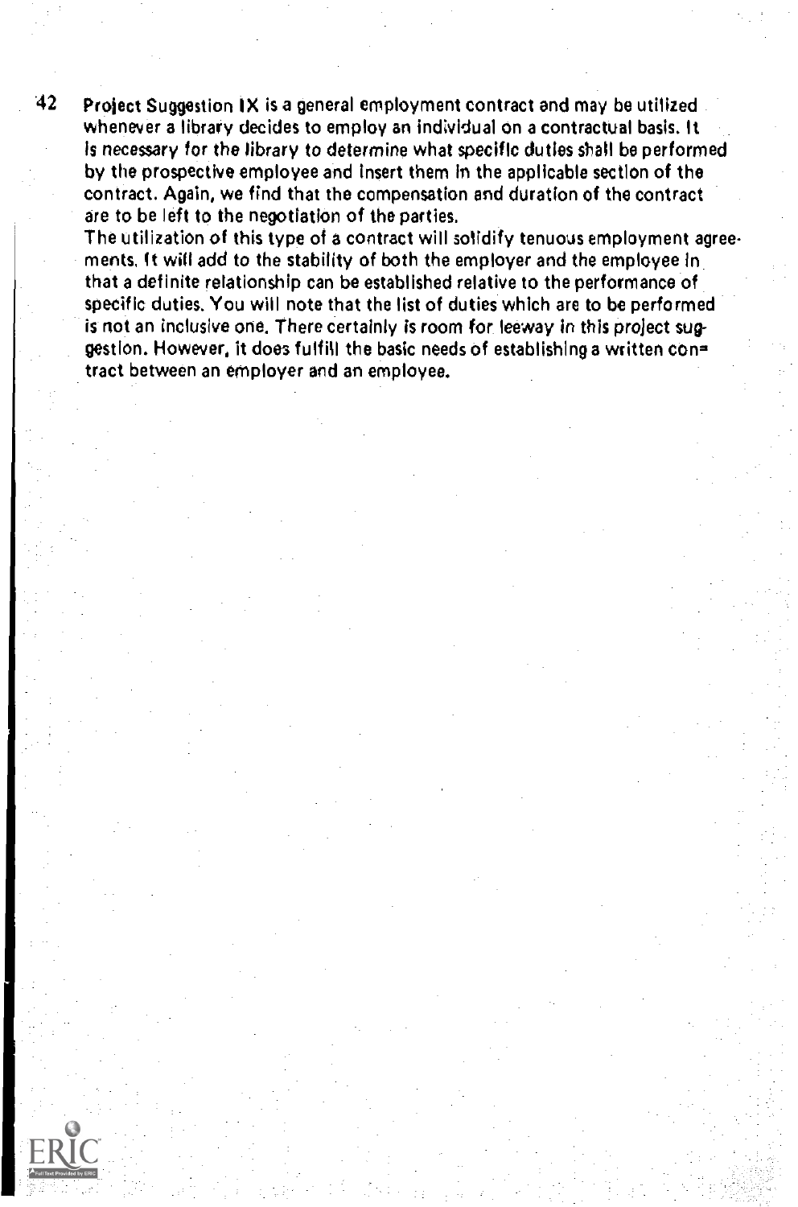Project Suggestion IX is a general employment contract and may be utilized whenever a library decides to employ an individual on a contractual basis. It is necessary for the library to determine what specific duties shall be performed by the prospective employee and insert them in the applicable section of the contract. Again, we find that the compensation and duration of the contract are to be left to the negotiation of the parties.

The utilization of this type of a contract will solidify tenuous employment agreements. It will add to the stability of both the employer and the employee in that a definite relationship can be established relative to the performance of specific duties. You will note that the list of duties which are to be performed is not an inclusive one. There certainly is room for leeway in this project suggestion. However, it does fulfill the basic needs of establishing a written contract between an employer and an employee.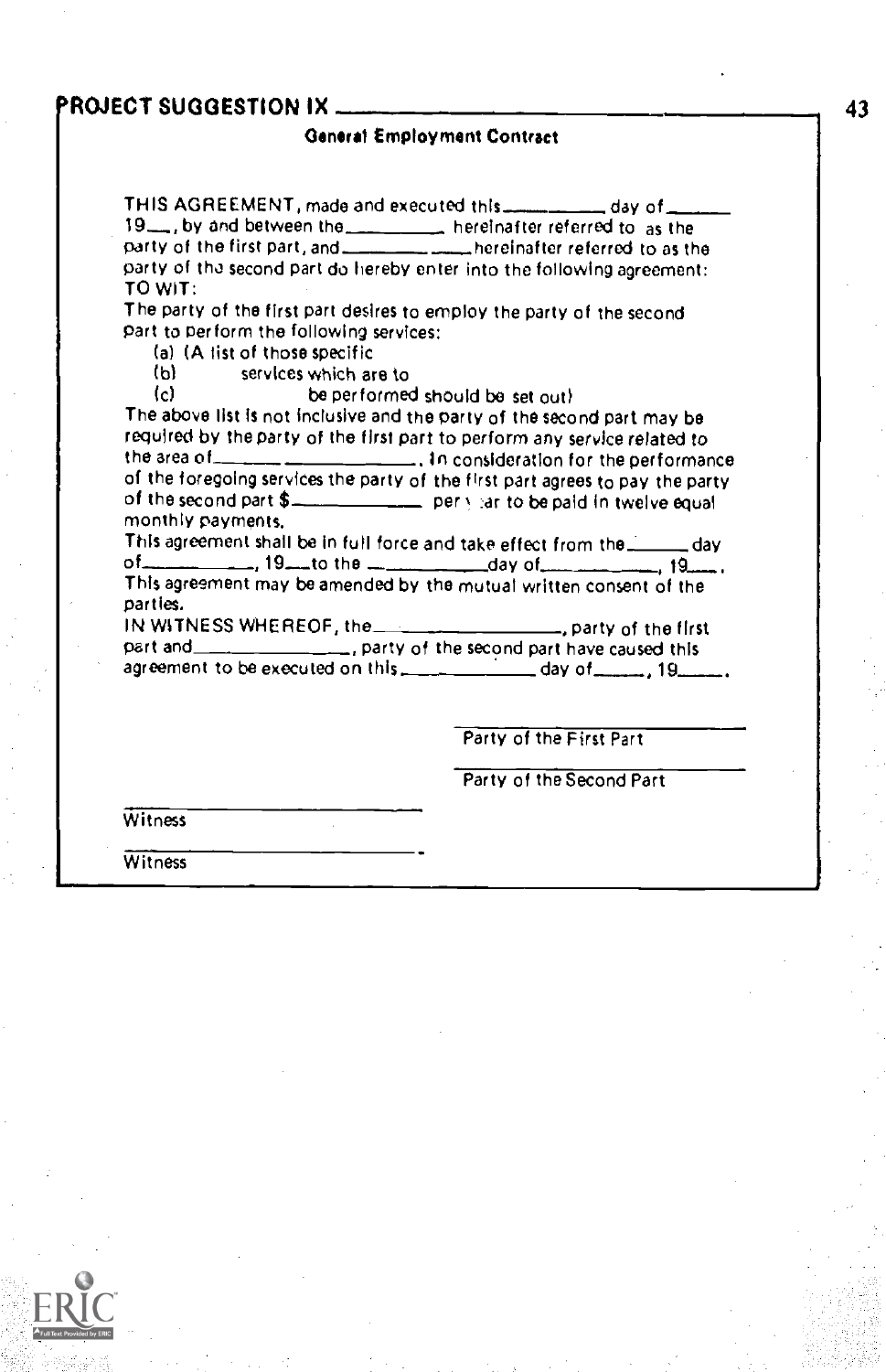## PROJECT SUGGESTION IX

### General Employment Contract

THIS AGREEMENT, made and executed this__________ day of______ 19___, by and between the__________ hereinafter referred to as the party of the first part, and__________ ____hereinafter referred to as the party of the second part do hereby enter into the following agreement: TO WIT:

The party of the first part desires to employ the party of the second part to perform the following services:

(a) (A list of those specific
(b) services which are to
(c) be performed should be set out)

The above list is not inclusive and the party of the second part may be required by the party of the first part to perform any service related to the area of_______ _____________. In consideration for the performance of the foregoing services the party of the first part agrees to pay the party of the second part $____________ per year to be paid in twelve equal monthly payments.

This agreement shall be in full force and take effect from the______ day of__________, 19___to the ___________day of___________, 19___.

This agreement may be amended by the mutual written consent of the parties.

IN WITNESS WHEREOF, the________________, party of the first part and______________, party of the second part have caused this agreement to be executed on this____________ day of_____, 19_____.

_______________________________
Party of the First Part

_______________________________
Party of the Second Part

_______________________________
Witness

_______________________________
Witness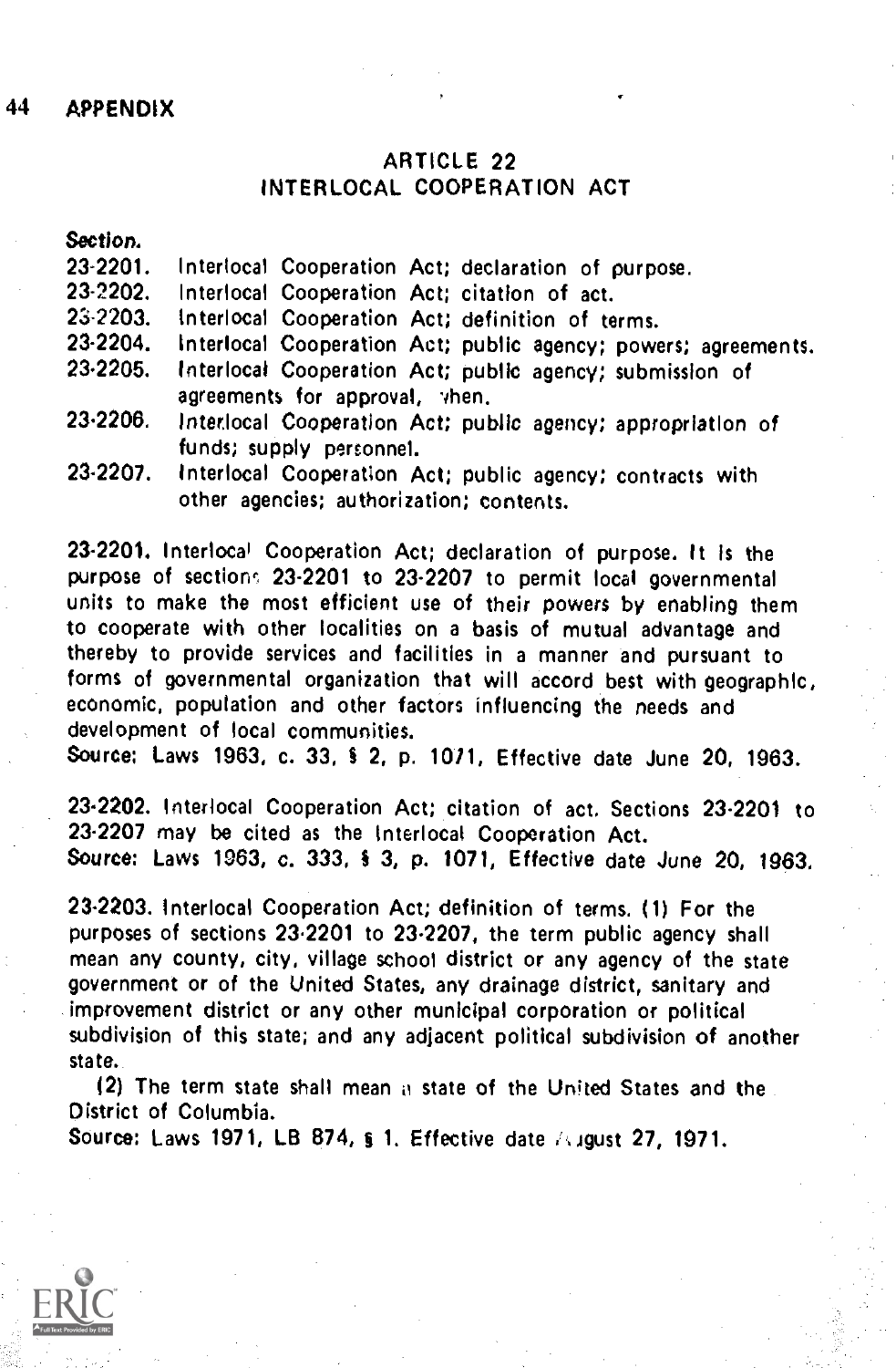## ARTICLE 22
## INTERLOCAL COOPERATION ACT

Section.

23-2201. Interlocal Cooperation Act; declaration of purpose.
23-2202. Interlocal Cooperation Act; citation of act.
23-2203. Interlocal Cooperation Act; definition of terms.
23-2204. Interlocal Cooperation Act; public agency; powers; agreements.
23-2205. Interlocal Cooperation Act; public agency; submission of agreements for approval, when.
23-2206. Interlocal Cooperation Act; public agency; appropriation of funds; supply personnel.
23-2207. Interlocal Cooperation Act; public agency; contracts with other agencies; authorization; contents.

23-2201. Interlocal Cooperation Act; declaration of purpose. It is the purpose of sections 23-2201 to 23-2207 to permit local governmental units to make the most efficient use of their powers by enabling them to cooperate with other localities on a basis of mutual advantage and thereby to provide services and facilities in a manner and pursuant to forms of governmental organization that will accord best with geographic, economic, population and other factors influencing the needs and development of local communities.
Source: Laws 1963, c. 33, § 2, p. 1071, Effective date June 20, 1963.

23-2202. Interlocal Cooperation Act; citation of act. Sections 23-2201 to 23-2207 may be cited as the Interlocal Cooperation Act.
Source: Laws 1963, c. 333, § 3, p. 1071, Effective date June 20, 1963.

23-2203. Interlocal Cooperation Act; definition of terms. (1) For the purposes of sections 23-2201 to 23-2207, the term public agency shall mean any county, city, village school district or any agency of the state government or of the United States, any drainage district, sanitary and improvement district or any other municipal corporation or political subdivision of this state; and any adjacent political subdivision of another state.

(2) The term state shall mean a state of the United States and the District of Columbia.
Source: Laws 1971, LB 874, § 1. Effective date August 27, 1971.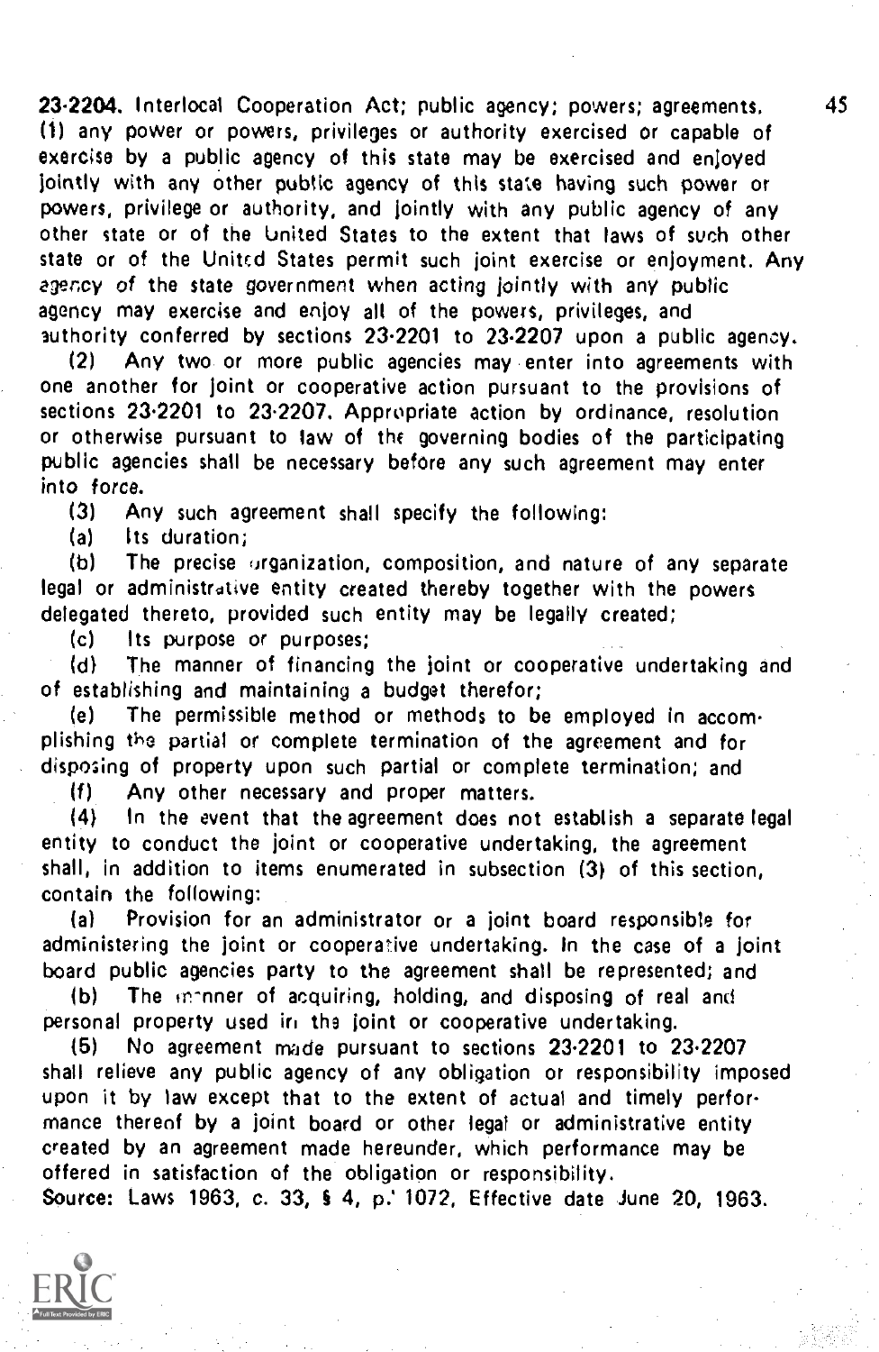**23-2204. Interlocal Cooperation Act; public agency; powers; agreements.** (1) any power or powers, privileges or authority exercised or capable of exercise by a public agency of this state may be exercised and enjoyed jointly with any other public agency of this state having such power or powers, privilege or authority, and jointly with any public agency of any other state or of the United States to the extent that laws of such other state or of the United States permit such joint exercise or enjoyment. Any agency of the state government when acting jointly with any public agency may exercise and enjoy all of the powers, privileges, and authority conferred by sections 23-2201 to 23-2207 upon a public agency.

(2) Any two or more public agencies may enter into agreements with one another for joint or cooperative action pursuant to the provisions of sections 23-2201 to 23-2207. Appropriate action by ordinance, resolution or otherwise pursuant to law of the governing bodies of the participating public agencies shall be necessary before any such agreement may enter into force.

(3) Any such agreement shall specify the following:

(a) Its duration;

(b) The precise organization, composition, and nature of any separate legal or administrative entity created thereby together with the powers delegated thereto, provided such entity may be legally created;

(c) Its purpose or purposes;

(d) The manner of financing the joint or cooperative undertaking and of establishing and maintaining a budget therefor;

(e) The permissible method or methods to be employed in accomplishing the partial or complete termination of the agreement and for disposing of property upon such partial or complete termination; and

(f) Any other necessary and proper matters.

(4) In the event that the agreement does not establish a separate legal entity to conduct the joint or cooperative undertaking, the agreement shall, in addition to items enumerated in subsection (3) of this section, contain the following:

(a) Provision for an administrator or a joint board responsible for administering the joint or cooperative undertaking. In the case of a joint board public agencies party to the agreement shall be represented; and

(b) The manner of acquiring, holding, and disposing of real and personal property used in the joint or cooperative undertaking.

(5) No agreement made pursuant to sections 23-2201 to 23-2207 shall relieve any public agency of any obligation or responsibility imposed upon it by law except that to the extent of actual and timely performance thereof by a joint board or other legal or administrative entity created by an agreement made hereunder, which performance may be offered in satisfaction of the obligation or responsibility.

Source: Laws 1963, c. 33, § 4, p. 1072, Effective date June 20, 1963.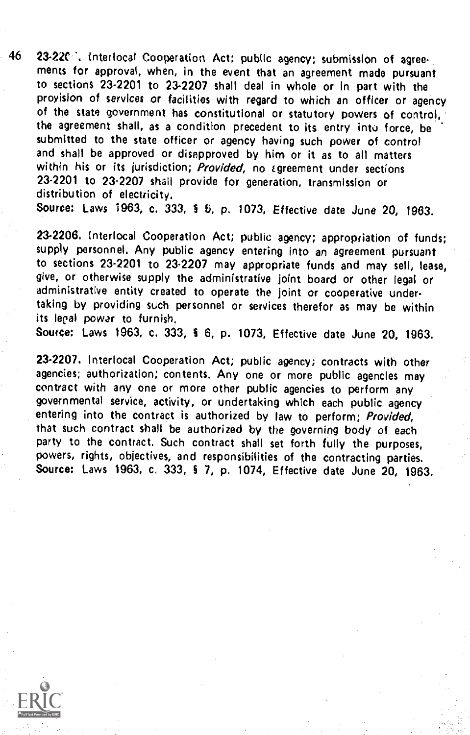23-2205. Interlocal Cooperation Act; public agency; submission of agreements for approval, when, in the event that an agreement made pursuant to sections 23-2201 to 23-2207 shall deal in whole or in part with the provision of services or facilities with regard to which an officer or agency of the state government has constitutional or statutory powers of control, the agreement shall, as a condition precedent to its entry into force, be submitted to the state officer or agency having such power of control and shall be approved or disapproved by him or it as to all matters within his or its jurisdiction; *Provided*, no agreement under sections 23-2201 to 23-2207 shall provide for generation, transmission or distribution of electricity.
Source: Laws 1963, c. 333, § 5, p. 1073, Effective date June 20, 1963.

23-2206. Interlocal Cooperation Act; public agency; appropriation of funds; supply personnel. Any public agency entering into an agreement pursuant to sections 23-2201 to 23-2207 may appropriate funds and may sell, lease, give, or otherwise supply the administrative joint board or other legal or administrative entity created to operate the joint or cooperative undertaking by providing such personnel or services therefor as may be within its legal power to furnish.
Source: Laws 1963, c. 333, § 6, p. 1073, Effective date June 20, 1963.

23-2207. Interlocal Cooperation Act; public agency; contracts with other agencies; authorization; contents. Any one or more public agencies may contract with any one or more other public agencies to perform any governmental service, activity, or undertaking which each public agency entering into the contract is authorized by law to perform; *Provided*, that such contract shall be authorized by the governing body of each party to the contract. Such contract shall set forth fully the purposes, powers, rights, objectives, and responsibilities of the contracting parties.
Source: Laws 1963, c. 333, § 7, p. 1074, Effective date June 20, 1963.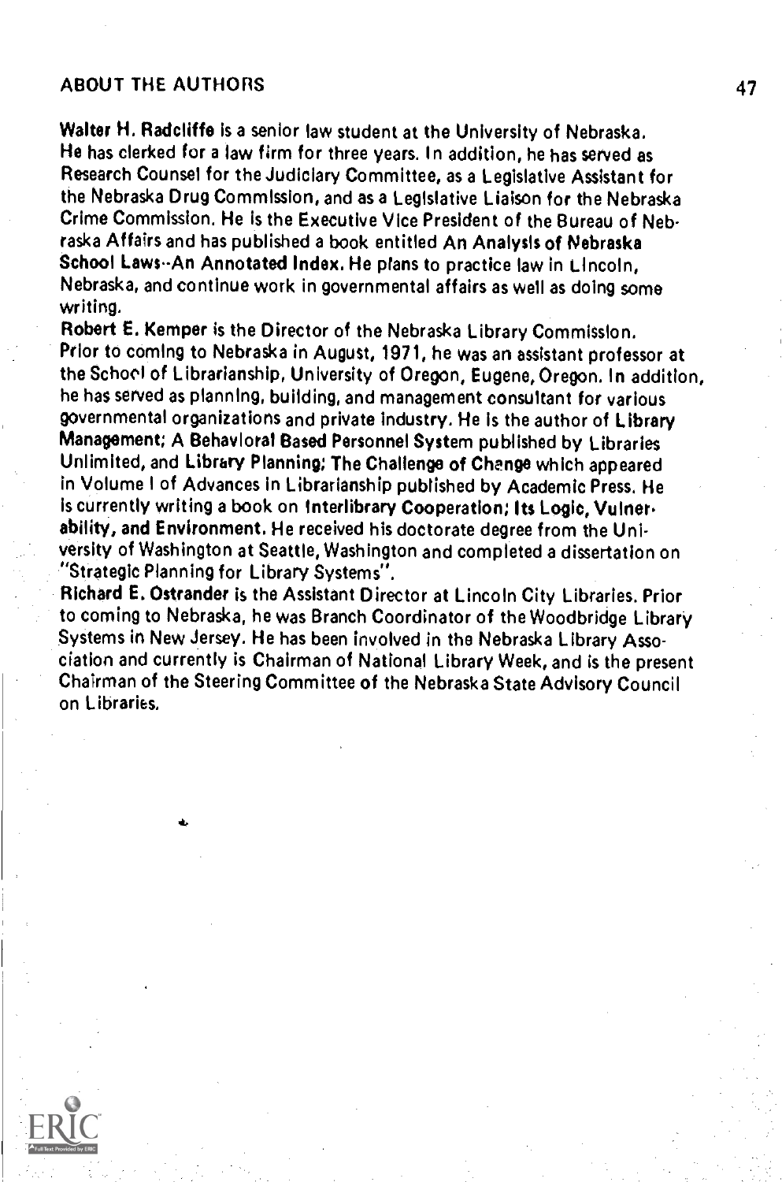## ABOUT THE AUTHORS

**Walter H. Radcliffe** is a senior law student at the University of Nebraska. He has clerked for a law firm for three years. In addition, he has served as Research Counsel for the Judiciary Committee, as a Legislative Assistant for the Nebraska Drug Commission, and as a Legislative Liaison for the Nebraska Crime Commission. He is the Executive Vice President of the Bureau of Nebraska Affairs and has published a book entitled **An Analysis of Nebraska School Laws--An Annotated Index.** He plans to practice law in Lincoln, Nebraska, and continue work in governmental affairs as well as doing some writing.

**Robert E. Kemper** is the Director of the Nebraska Library Commission. Prior to coming to Nebraska in August, 1971, he was an assistant professor at the School of Librarianship, University of Oregon, Eugene, Oregon. In addition, he has served as planning, building, and management consultant for various governmental organizations and private industry. He is the author of **Library Management; A Behavioral Based Personnel System** published by Libraries Unlimited, and **Library Planning; The Challenge of Change** which appeared in Volume I of Advances in Librarianship published by Academic Press. He is currently writing a book on **Interlibrary Cooperation; Its Logic, Vulnerability, and Environment.** He received his doctorate degree from the University of Washington at Seattle, Washington and completed a dissertation on "Strategic Planning for Library Systems".

**Richard E. Ostrander** is the Assistant Director at Lincoln City Libraries. Prior to coming to Nebraska, he was Branch Coordinator of the Woodbridge Library Systems in New Jersey. He has been involved in the Nebraska Library Association and currently is Chairman of National Library Week, and is the present Chairman of the Steering Committee of the Nebraska State Advisory Council on Libraries.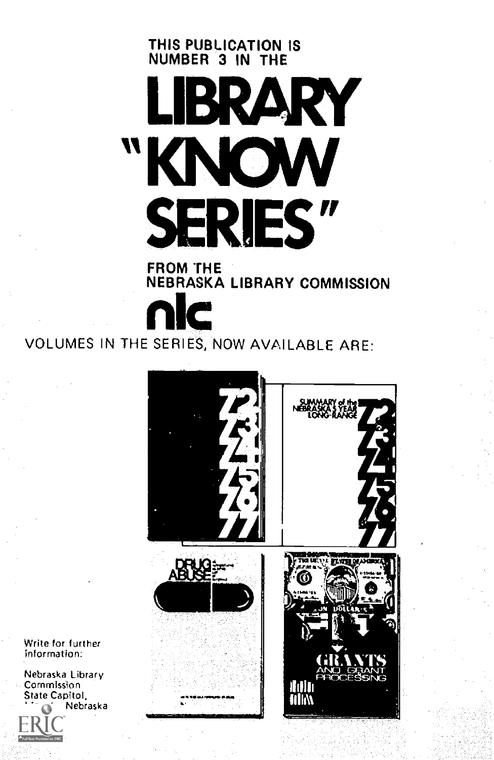THIS PUBLICATION IS NUMBER 3 IN THE

# LIBRARY "KNOW SERIES"

FROM THE NEBRASKA LIBRARY COMMISSION

**nlc**

VOLUMES IN THE SERIES, NOW AVAILABLE ARE:

Write for further information:

Nebraska Library Commission
State Capitol,
Nebraska